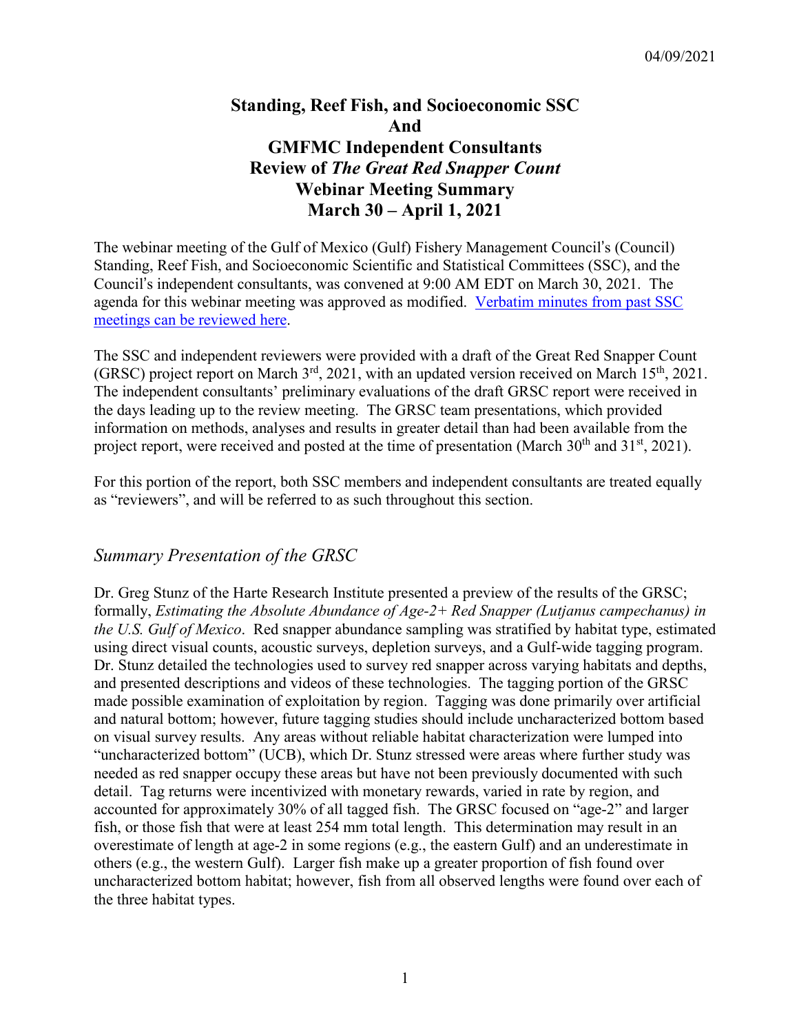04/09/2021

# Standing, Reef Fish, and Socioeconomic SSC And GMFMC Independent Consultants Review of *The Great Red Snapper Count* Webinar Meeting Summary March 30 – April 1, 2021

The webinar meeting of the Gulf of Mexico (Gulf) Fishery Management Council's (Council) Standing, Reef Fish, and Socioeconomic Scientific and Statistical Committees (SSC), and the Council's independent consultants, was convened at 9:00 AM EDT on March 30, 2021. The agenda for this webinar meeting was approved as modified. Verbatim minutes from past SSC meetings can be reviewed here.

The SSC and independent reviewers were provided with a draft of the Great Red Snapper Count (GRSC) project report on March 3rd, 2021, with an updated version received on March 15th, 2021. The independent consultants' preliminary evaluations of the draft GRSC report were received in the days leading up to the review meeting. The GRSC team presentations, which provided information on methods, analyses and results in greater detail than had been available from the project report, were received and posted at the time of presentation (March 30th and 31st, 2021).

For this portion of the report, both SSC members and independent consultants are treated equally as "reviewers", and will be referred to as such throughout this section.

## *Summary Presentation of the GRSC*

Dr. Greg Stunz of the Harte Research Institute presented a preview of the results of the GRSC; formally, *Estimating the Absolute Abundance of Age-2+ Red Snapper (Lutjanus campechanus) in the U.S. Gulf of Mexico*. Red snapper abundance sampling was stratified by habitat type, estimated using direct visual counts, acoustic surveys, depletion surveys, and a Gulf-wide tagging program. Dr. Stunz detailed the technologies used to survey red snapper across varying habitats and depths, and presented descriptions and videos of these technologies. The tagging portion of the GRSC made possible examination of exploitation by region. Tagging was done primarily over artificial and natural bottom; however, future tagging studies should include uncharacterized bottom based on visual survey results. Any areas without reliable habitat characterization were lumped into "uncharacterized bottom" (UCB), which Dr. Stunz stressed were areas where further study was needed as red snapper occupy these areas but have not been previously documented with such detail. Tag returns were incentivized with monetary rewards, varied in rate by region, and accounted for approximately 30% of all tagged fish. The GRSC focused on "age-2" and larger fish, or those fish that were at least 254 mm total length. This determination may result in an overestimate of length at age-2 in some regions (e.g., the eastern Gulf) and an underestimate in others (e.g., the western Gulf). Larger fish make up a greater proportion of fish found over uncharacterized bottom habitat; however, fish from all observed lengths were found over each of the three habitat types.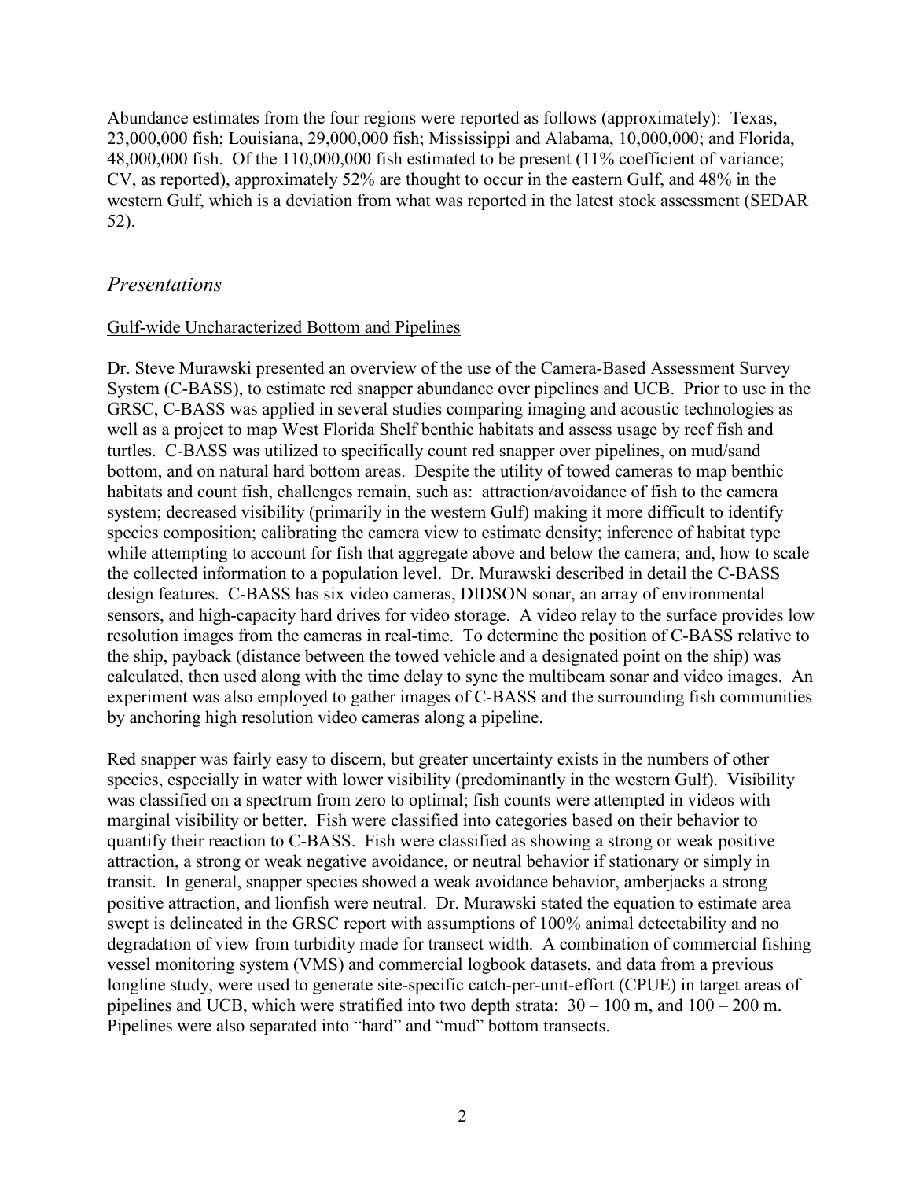Abundance estimates from the four regions were reported as follows (approximately): Texas, 23,000,000 fish; Louisiana, 29,000,000 fish; Mississippi and Alabama, 10,000,000; and Florida, 48,000,000 fish. Of the 110,000,000 fish estimated to be present (11% coefficient of variance; CV, as reported), approximately 52% are thought to occur in the eastern Gulf, and 48% in the western Gulf, which is a deviation from what was reported in the latest stock assessment (SEDAR 52).

## *Presentations*

### Gulf-wide Uncharacterized Bottom and Pipelines

Dr. Steve Murawski presented an overview of the use of the Camera-Based Assessment Survey System (C-BASS), to estimate red snapper abundance over pipelines and UCB. Prior to use in the GRSC, C-BASS was applied in several studies comparing imaging and acoustic technologies as well as a project to map West Florida Shelf benthic habitats and assess usage by reef fish and turtles. C-BASS was utilized to specifically count red snapper over pipelines, on mud/sand bottom, and on natural hard bottom areas. Despite the utility of towed cameras to map benthic habitats and count fish, challenges remain, such as: attraction/avoidance of fish to the camera system; decreased visibility (primarily in the western Gulf) making it more difficult to identify species composition; calibrating the camera view to estimate density; inference of habitat type while attempting to account for fish that aggregate above and below the camera; and, how to scale the collected information to a population level. Dr. Murawski described in detail the C-BASS design features. C-BASS has six video cameras, DIDSON sonar, an array of environmental sensors, and high-capacity hard drives for video storage. A video relay to the surface provides low resolution images from the cameras in real-time. To determine the position of C-BASS relative to the ship, payback (distance between the towed vehicle and a designated point on the ship) was calculated, then used along with the time delay to sync the multibeam sonar and video images. An experiment was also employed to gather images of C-BASS and the surrounding fish communities by anchoring high resolution video cameras along a pipeline.

Red snapper was fairly easy to discern, but greater uncertainty exists in the numbers of other species, especially in water with lower visibility (predominantly in the western Gulf). Visibility was classified on a spectrum from zero to optimal; fish counts were attempted in videos with marginal visibility or better. Fish were classified into categories based on their behavior to quantify their reaction to C-BASS. Fish were classified as showing a strong or weak positive attraction, a strong or weak negative avoidance, or neutral behavior if stationary or simply in transit. In general, snapper species showed a weak avoidance behavior, amberjacks a strong positive attraction, and lionfish were neutral. Dr. Murawski stated the equation to estimate area swept is delineated in the GRSC report with assumptions of 100% animal detectability and no degradation of view from turbidity made for transect width. A combination of commercial fishing vessel monitoring system (VMS) and commercial logbook datasets, and data from a previous longline study, were used to generate site-specific catch-per-unit-effort (CPUE) in target areas of pipelines and UCB, which were stratified into two depth strata: 30 – 100 m, and 100 – 200 m. Pipelines were also separated into "hard" and "mud" bottom transects.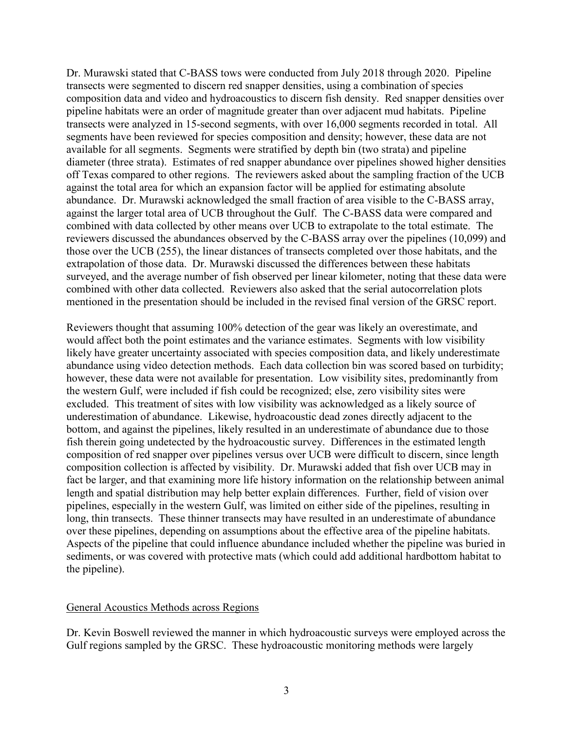Dr. Murawski stated that C-BASS tows were conducted from July 2018 through 2020. Pipeline transects were segmented to discern red snapper densities, using a combination of species composition data and video and hydroacoustics to discern fish density. Red snapper densities over pipeline habitats were an order of magnitude greater than over adjacent mud habitats. Pipeline transects were analyzed in 15-second segments, with over 16,000 segments recorded in total. All segments have been reviewed for species composition and density; however, these data are not available for all segments. Segments were stratified by depth bin (two strata) and pipeline diameter (three strata). Estimates of red snapper abundance over pipelines showed higher densities off Texas compared to other regions. The reviewers asked about the sampling fraction of the UCB against the total area for which an expansion factor will be applied for estimating absolute abundance. Dr. Murawski acknowledged the small fraction of area visible to the C-BASS array, against the larger total area of UCB throughout the Gulf. The C-BASS data were compared and combined with data collected by other means over UCB to extrapolate to the total estimate. The reviewers discussed the abundances observed by the C-BASS array over the pipelines (10,099) and those over the UCB (255), the linear distances of transects completed over those habitats, and the extrapolation of those data. Dr. Murawski discussed the differences between these habitats surveyed, and the average number of fish observed per linear kilometer, noting that these data were combined with other data collected. Reviewers also asked that the serial autocorrelation plots mentioned in the presentation should be included in the revised final version of the GRSC report.

Reviewers thought that assuming 100% detection of the gear was likely an overestimate, and would affect both the point estimates and the variance estimates. Segments with low visibility likely have greater uncertainty associated with species composition data, and likely underestimate abundance using video detection methods. Each data collection bin was scored based on turbidity; however, these data were not available for presentation. Low visibility sites, predominantly from the western Gulf, were included if fish could be recognized; else, zero visibility sites were excluded. This treatment of sites with low visibility was acknowledged as a likely source of underestimation of abundance. Likewise, hydroacoustic dead zones directly adjacent to the bottom, and against the pipelines, likely resulted in an underestimate of abundance due to those fish therein going undetected by the hydroacoustic survey. Differences in the estimated length composition of red snapper over pipelines versus over UCB were difficult to discern, since length composition collection is affected by visibility. Dr. Murawski added that fish over UCB may in fact be larger, and that examining more life history information on the relationship between animal length and spatial distribution may help better explain differences. Further, field of vision over pipelines, especially in the western Gulf, was limited on either side of the pipelines, resulting in long, thin transects. These thinner transects may have resulted in an underestimate of abundance over these pipelines, depending on assumptions about the effective area of the pipeline habitats. Aspects of the pipeline that could influence abundance included whether the pipeline was buried in sediments, or was covered with protective mats (which could add additional hardbottom habitat to the pipeline).

## General Acoustics Methods across Regions

Dr. Kevin Boswell reviewed the manner in which hydroacoustic surveys were employed across the Gulf regions sampled by the GRSC. These hydroacoustic monitoring methods were largely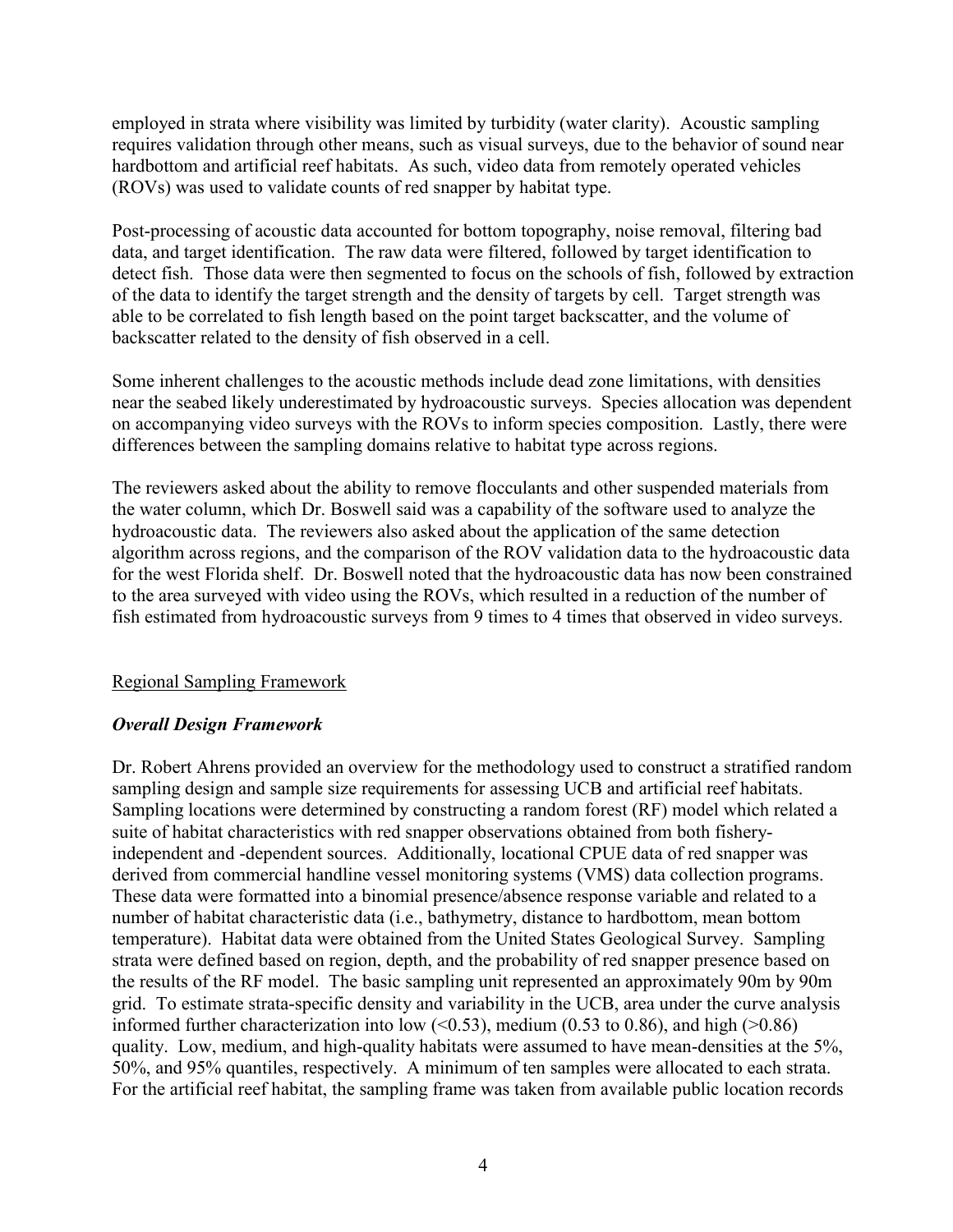employed in strata where visibility was limited by turbidity (water clarity). Acoustic sampling requires validation through other means, such as visual surveys, due to the behavior of sound near hardbottom and artificial reef habitats. As such, video data from remotely operated vehicles (ROVs) was used to validate counts of red snapper by habitat type.

Post-processing of acoustic data accounted for bottom topography, noise removal, filtering bad data, and target identification. The raw data were filtered, followed by target identification to detect fish. Those data were then segmented to focus on the schools of fish, followed by extraction of the data to identify the target strength and the density of targets by cell. Target strength was able to be correlated to fish length based on the point target backscatter, and the volume of backscatter related to the density of fish observed in a cell.

Some inherent challenges to the acoustic methods include dead zone limitations, with densities near the seabed likely underestimated by hydroacoustic surveys. Species allocation was dependent on accompanying video surveys with the ROVs to inform species composition. Lastly, there were differences between the sampling domains relative to habitat type across regions.

The reviewers asked about the ability to remove flocculants and other suspended materials from the water column, which Dr. Boswell said was a capability of the software used to analyze the hydroacoustic data. The reviewers also asked about the application of the same detection algorithm across regions, and the comparison of the ROV validation data to the hydroacoustic data for the west Florida shelf. Dr. Boswell noted that the hydroacoustic data has now been constrained to the area surveyed with video using the ROVs, which resulted in a reduction of the number of fish estimated from hydroacoustic surveys from 9 times to 4 times that observed in video surveys.

## Regional Sampling Framework

### *Overall Design Framework*

Dr. Robert Ahrens provided an overview for the methodology used to construct a stratified random sampling design and sample size requirements for assessing UCB and artificial reef habitats. Sampling locations were determined by constructing a random forest (RF) model which related a suite of habitat characteristics with red snapper observations obtained from both fishery-independent and -dependent sources. Additionally, locational CPUE data of red snapper was derived from commercial handline vessel monitoring systems (VMS) data collection programs. These data were formatted into a binomial presence/absence response variable and related to a number of habitat characteristic data (i.e., bathymetry, distance to hardbottom, mean bottom temperature). Habitat data were obtained from the United States Geological Survey. Sampling strata were defined based on region, depth, and the probability of red snapper presence based on the results of the RF model. The basic sampling unit represented an approximately 90m by 90m grid. To estimate strata-specific density and variability in the UCB, area under the curve analysis informed further characterization into low (<0.53), medium (0.53 to 0.86), and high (>0.86) quality. Low, medium, and high-quality habitats were assumed to have mean-densities at the 5%, 50%, and 95% quantiles, respectively. A minimum of ten samples were allocated to each strata. For the artificial reef habitat, the sampling frame was taken from available public location records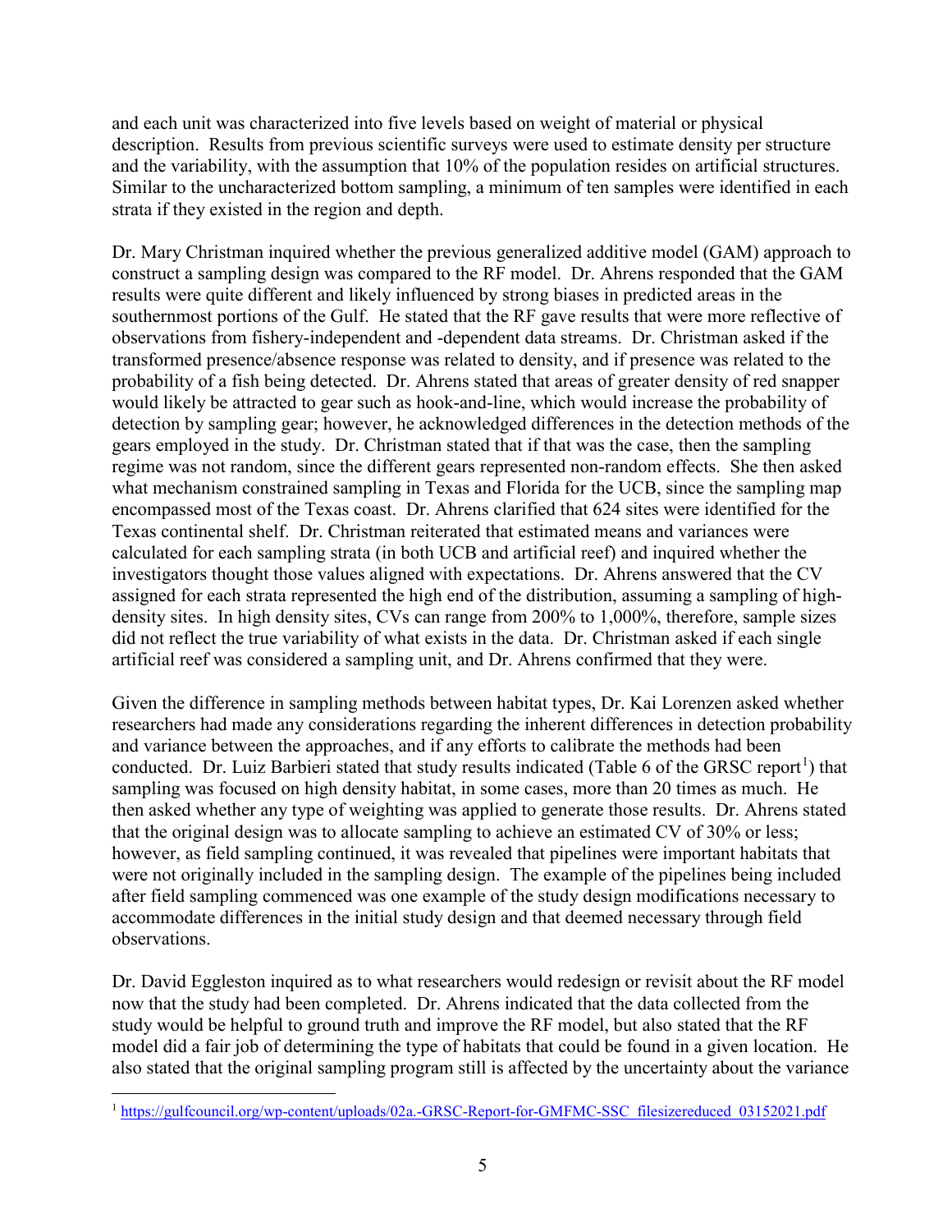and each unit was characterized into five levels based on weight of material or physical description. Results from previous scientific surveys were used to estimate density per structure and the variability, with the assumption that 10% of the population resides on artificial structures. Similar to the uncharacterized bottom sampling, a minimum of ten samples were identified in each strata if they existed in the region and depth.

Dr. Mary Christman inquired whether the previous generalized additive model (GAM) approach to construct a sampling design was compared to the RF model. Dr. Ahrens responded that the GAM results were quite different and likely influenced by strong biases in predicted areas in the southernmost portions of the Gulf. He stated that the RF gave results that were more reflective of observations from fishery-independent and -dependent data streams. Dr. Christman asked if the transformed presence/absence response was related to density, and if presence was related to the probability of a fish being detected. Dr. Ahrens stated that areas of greater density of red snapper would likely be attracted to gear such as hook-and-line, which would increase the probability of detection by sampling gear; however, he acknowledged differences in the detection methods of the gears employed in the study. Dr. Christman stated that if that was the case, then the sampling regime was not random, since the different gears represented non-random effects. She then asked what mechanism constrained sampling in Texas and Florida for the UCB, since the sampling map encompassed most of the Texas coast. Dr. Ahrens clarified that 624 sites were identified for the Texas continental shelf. Dr. Christman reiterated that estimated means and variances were calculated for each sampling strata (in both UCB and artificial reef) and inquired whether the investigators thought those values aligned with expectations. Dr. Ahrens answered that the CV assigned for each strata represented the high end of the distribution, assuming a sampling of high-density sites. In high density sites, CVs can range from 200% to 1,000%, therefore, sample sizes did not reflect the true variability of what exists in the data. Dr. Christman asked if each single artificial reef was considered a sampling unit, and Dr. Ahrens confirmed that they were.

Given the difference in sampling methods between habitat types, Dr. Kai Lorenzen asked whether researchers had made any considerations regarding the inherent differences in detection probability and variance between the approaches, and if any efforts to calibrate the methods had been conducted. Dr. Luiz Barbieri stated that study results indicated (Table 6 of the GRSC report[1]) that sampling was focused on high density habitat, in some cases, more than 20 times as much. He then asked whether any type of weighting was applied to generate those results. Dr. Ahrens stated that the original design was to allocate sampling to achieve an estimated CV of 30% or less; however, as field sampling continued, it was revealed that pipelines were important habitats that were not originally included in the sampling design. The example of the pipelines being included after field sampling commenced was one example of the study design modifications necessary to accommodate differences in the initial study design and that deemed necessary through field observations.

Dr. David Eggleston inquired as to what researchers would redesign or revisit about the RF model now that the study had been completed. Dr. Ahrens indicated that the data collected from the study would be helpful to ground truth and improve the RF model, but also stated that the RF model did a fair job of determining the type of habitats that could be found in a given location. He also stated that the original sampling program still is affected by the uncertainty about the variance

[1] https://gulfcouncil.org/wp-content/uploads/02a.-GRSC-Report-for-GMFMC-SSC_filesizereduced_03152021.pdf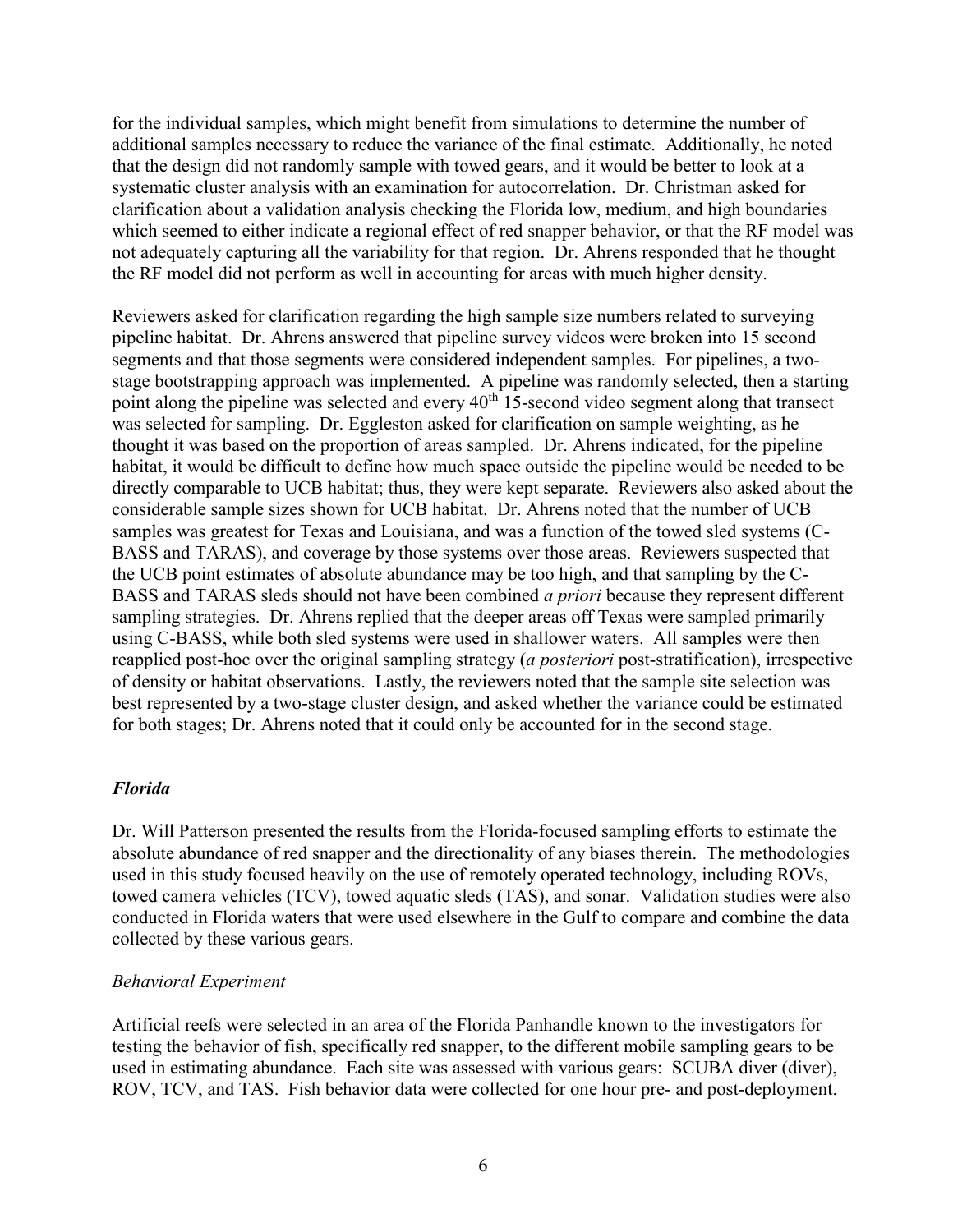for the individual samples, which might benefit from simulations to determine the number of additional samples necessary to reduce the variance of the final estimate. Additionally, he noted that the design did not randomly sample with towed gears, and it would be better to look at a systematic cluster analysis with an examination for autocorrelation. Dr. Christman asked for clarification about a validation analysis checking the Florida low, medium, and high boundaries which seemed to either indicate a regional effect of red snapper behavior, or that the RF model was not adequately capturing all the variability for that region. Dr. Ahrens responded that he thought the RF model did not perform as well in accounting for areas with much higher density.

Reviewers asked for clarification regarding the high sample size numbers related to surveying pipeline habitat. Dr. Ahrens answered that pipeline survey videos were broken into 15 second segments and that those segments were considered independent samples. For pipelines, a two-stage bootstrapping approach was implemented. A pipeline was randomly selected, then a starting point along the pipeline was selected and every 40th 15-second video segment along that transect was selected for sampling. Dr. Eggleston asked for clarification on sample weighting, as he thought it was based on the proportion of areas sampled. Dr. Ahrens indicated, for the pipeline habitat, it would be difficult to define how much space outside the pipeline would be needed to be directly comparable to UCB habitat; thus, they were kept separate. Reviewers also asked about the considerable sample sizes shown for UCB habitat. Dr. Ahrens noted that the number of UCB samples was greatest for Texas and Louisiana, and was a function of the towed sled systems (C-BASS and TARAS), and coverage by those systems over those areas. Reviewers suspected that the UCB point estimates of absolute abundance may be too high, and that sampling by the C-BASS and TARAS sleds should not have been combined *a priori* because they represent different sampling strategies. Dr. Ahrens replied that the deeper areas off Texas were sampled primarily using C-BASS, while both sled systems were used in shallower waters. All samples were then reapplied post-hoc over the original sampling strategy (*a posteriori* post-stratification), irrespective of density or habitat observations. Lastly, the reviewers noted that the sample site selection was best represented by a two-stage cluster design, and asked whether the variance could be estimated for both stages; Dr. Ahrens noted that it could only be accounted for in the second stage.

### *Florida*

Dr. Will Patterson presented the results from the Florida-focused sampling efforts to estimate the absolute abundance of red snapper and the directionality of any biases therein. The methodologies used in this study focused heavily on the use of remotely operated technology, including ROVs, towed camera vehicles (TCV), towed aquatic sleds (TAS), and sonar. Validation studies were also conducted in Florida waters that were used elsewhere in the Gulf to compare and combine the data collected by these various gears.

#### *Behavioral Experiment*

Artificial reefs were selected in an area of the Florida Panhandle known to the investigators for testing the behavior of fish, specifically red snapper, to the different mobile sampling gears to be used in estimating abundance. Each site was assessed with various gears: SCUBA diver (diver), ROV, TCV, and TAS. Fish behavior data were collected for one hour pre- and post-deployment.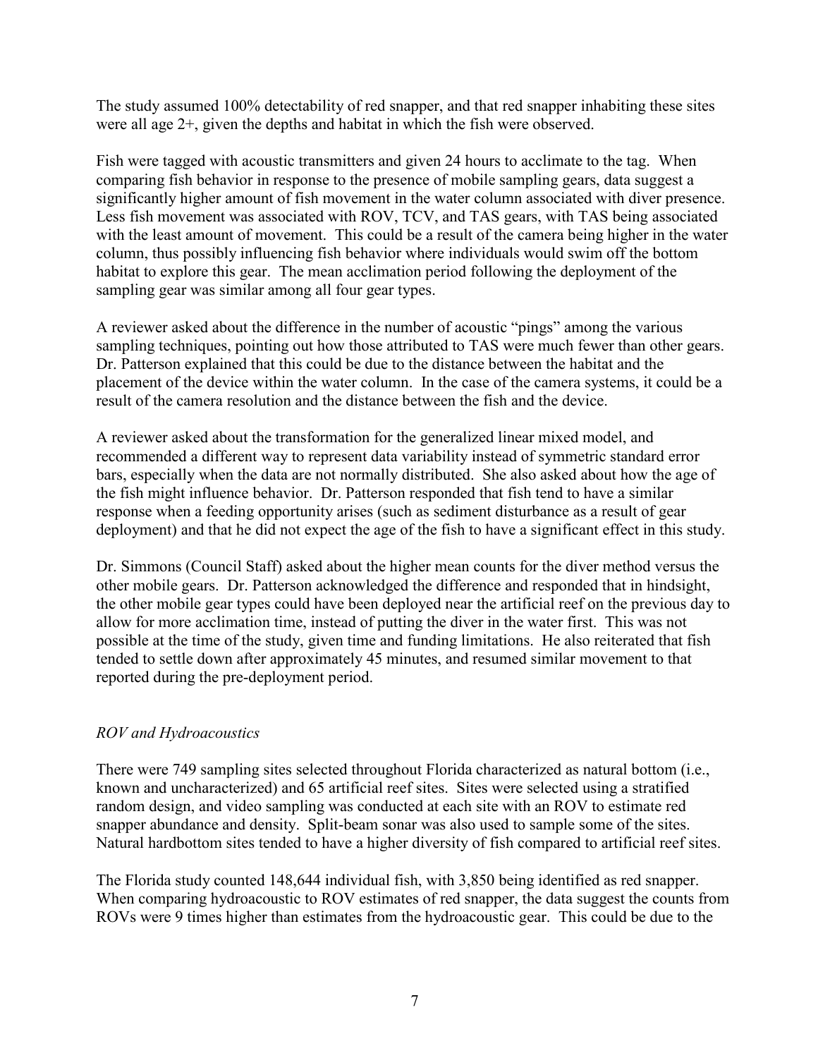The study assumed 100% detectability of red snapper, and that red snapper inhabiting these sites were all age 2+, given the depths and habitat in which the fish were observed.

Fish were tagged with acoustic transmitters and given 24 hours to acclimate to the tag. When comparing fish behavior in response to the presence of mobile sampling gears, data suggest a significantly higher amount of fish movement in the water column associated with diver presence. Less fish movement was associated with ROV, TCV, and TAS gears, with TAS being associated with the least amount of movement. This could be a result of the camera being higher in the water column, thus possibly influencing fish behavior where individuals would swim off the bottom habitat to explore this gear. The mean acclimation period following the deployment of the sampling gear was similar among all four gear types.

A reviewer asked about the difference in the number of acoustic "pings" among the various sampling techniques, pointing out how those attributed to TAS were much fewer than other gears. Dr. Patterson explained that this could be due to the distance between the habitat and the placement of the device within the water column. In the case of the camera systems, it could be a result of the camera resolution and the distance between the fish and the device.

A reviewer asked about the transformation for the generalized linear mixed model, and recommended a different way to represent data variability instead of symmetric standard error bars, especially when the data are not normally distributed. She also asked about how the age of the fish might influence behavior. Dr. Patterson responded that fish tend to have a similar response when a feeding opportunity arises (such as sediment disturbance as a result of gear deployment) and that he did not expect the age of the fish to have a significant effect in this study.

Dr. Simmons (Council Staff) asked about the higher mean counts for the diver method versus the other mobile gears. Dr. Patterson acknowledged the difference and responded that in hindsight, the other mobile gear types could have been deployed near the artificial reef on the previous day to allow for more acclimation time, instead of putting the diver in the water first. This was not possible at the time of the study, given time and funding limitations. He also reiterated that fish tended to settle down after approximately 45 minutes, and resumed similar movement to that reported during the pre-deployment period.

*ROV and Hydroacoustics*

There were 749 sampling sites selected throughout Florida characterized as natural bottom (i.e., known and uncharacterized) and 65 artificial reef sites. Sites were selected using a stratified random design, and video sampling was conducted at each site with an ROV to estimate red snapper abundance and density. Split-beam sonar was also used to sample some of the sites. Natural hardbottom sites tended to have a higher diversity of fish compared to artificial reef sites.

The Florida study counted 148,644 individual fish, with 3,850 being identified as red snapper. When comparing hydroacoustic to ROV estimates of red snapper, the data suggest the counts from ROVs were 9 times higher than estimates from the hydroacoustic gear. This could be due to the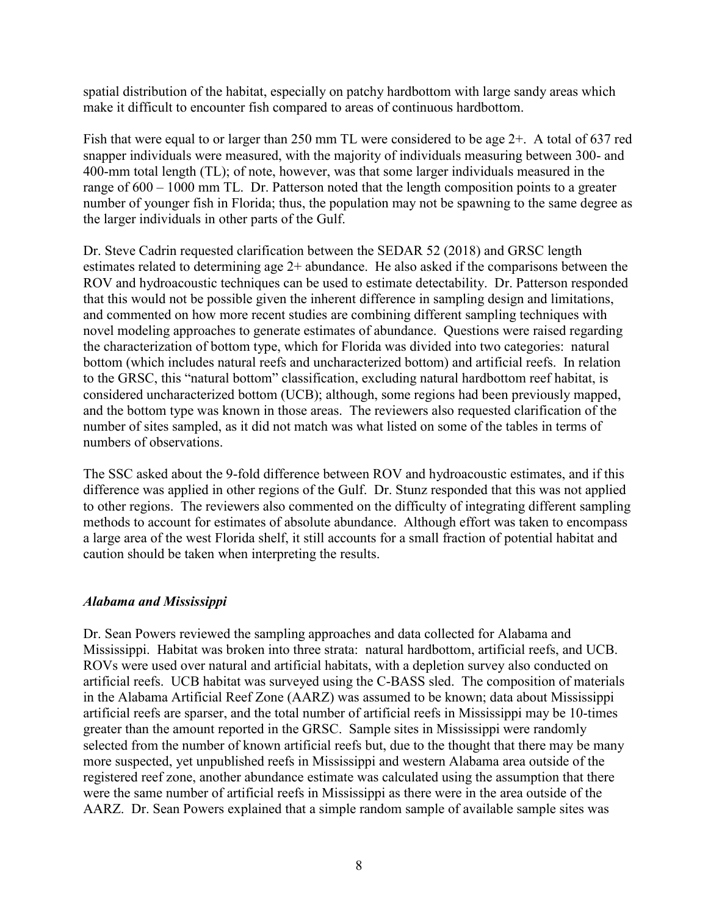spatial distribution of the habitat, especially on patchy hardbottom with large sandy areas which make it difficult to encounter fish compared to areas of continuous hardbottom.

Fish that were equal to or larger than 250 mm TL were considered to be age 2+. A total of 637 red snapper individuals were measured, with the majority of individuals measuring between 300- and 400-mm total length (TL); of note, however, was that some larger individuals measured in the range of 600 – 1000 mm TL. Dr. Patterson noted that the length composition points to a greater number of younger fish in Florida; thus, the population may not be spawning to the same degree as the larger individuals in other parts of the Gulf.

Dr. Steve Cadrin requested clarification between the SEDAR 52 (2018) and GRSC length estimates related to determining age 2+ abundance. He also asked if the comparisons between the ROV and hydroacoustic techniques can be used to estimate detectability. Dr. Patterson responded that this would not be possible given the inherent difference in sampling design and limitations, and commented on how more recent studies are combining different sampling techniques with novel modeling approaches to generate estimates of abundance. Questions were raised regarding the characterization of bottom type, which for Florida was divided into two categories: natural bottom (which includes natural reefs and uncharacterized bottom) and artificial reefs. In relation to the GRSC, this "natural bottom" classification, excluding natural hardbottom reef habitat, is considered uncharacterized bottom (UCB); although, some regions had been previously mapped, and the bottom type was known in those areas. The reviewers also requested clarification of the number of sites sampled, as it did not match was what listed on some of the tables in terms of numbers of observations.

The SSC asked about the 9-fold difference between ROV and hydroacoustic estimates, and if this difference was applied in other regions of the Gulf. Dr. Stunz responded that this was not applied to other regions. The reviewers also commented on the difficulty of integrating different sampling methods to account for estimates of absolute abundance. Although effort was taken to encompass a large area of the west Florida shelf, it still accounts for a small fraction of potential habitat and caution should be taken when interpreting the results.

### *Alabama and Mississippi*

Dr. Sean Powers reviewed the sampling approaches and data collected for Alabama and Mississippi. Habitat was broken into three strata: natural hardbottom, artificial reefs, and UCB. ROVs were used over natural and artificial habitats, with a depletion survey also conducted on artificial reefs. UCB habitat was surveyed using the C-BASS sled. The composition of materials in the Alabama Artificial Reef Zone (AARZ) was assumed to be known; data about Mississippi artificial reefs are sparser, and the total number of artificial reefs in Mississippi may be 10-times greater than the amount reported in the GRSC. Sample sites in Mississippi were randomly selected from the number of known artificial reefs but, due to the thought that there may be many more suspected, yet unpublished reefs in Mississippi and western Alabama area outside of the registered reef zone, another abundance estimate was calculated using the assumption that there were the same number of artificial reefs in Mississippi as there were in the area outside of the AARZ. Dr. Sean Powers explained that a simple random sample of available sample sites was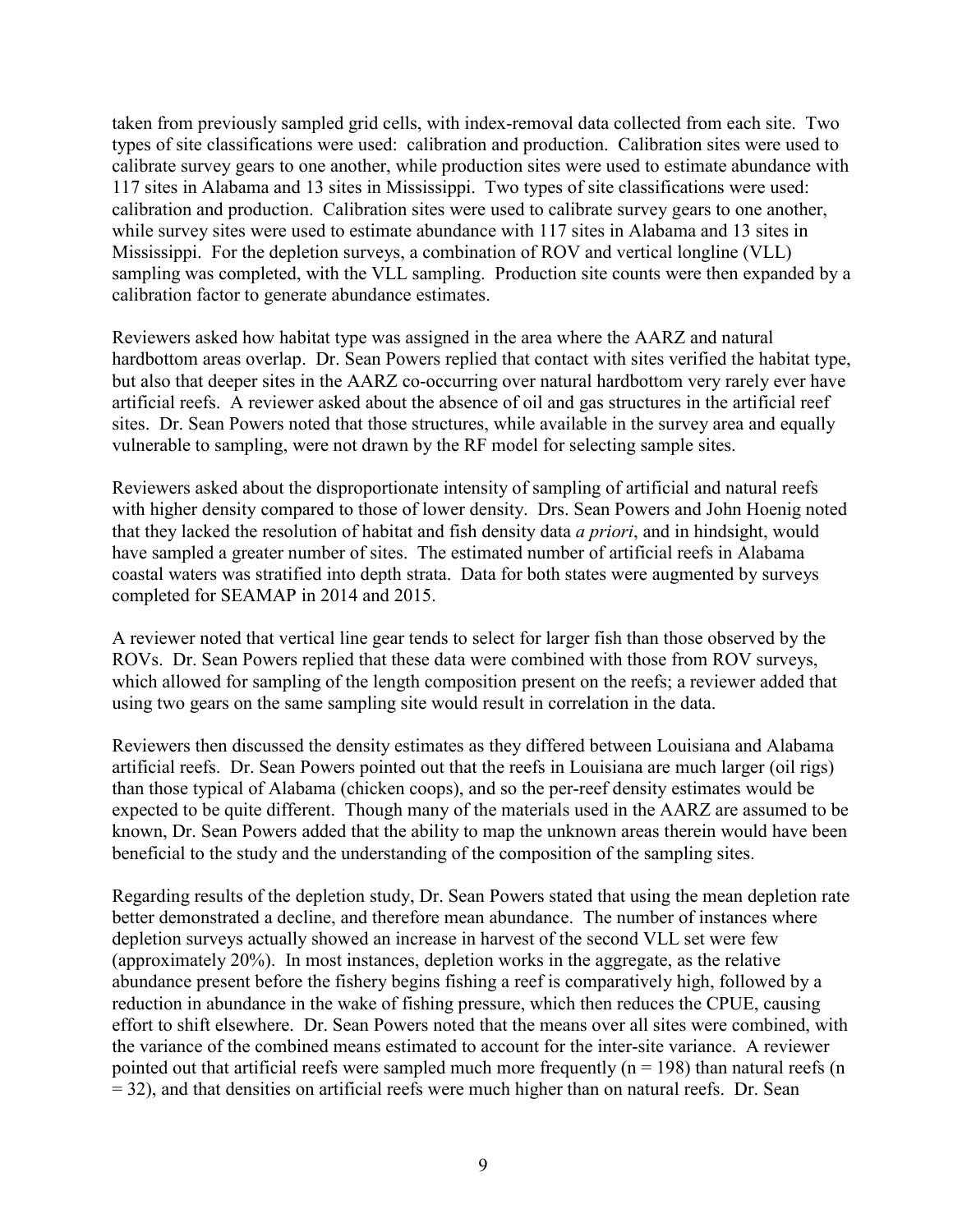taken from previously sampled grid cells, with index-removal data collected from each site. Two types of site classifications were used: calibration and production. Calibration sites were used to calibrate survey gears to one another, while production sites were used to estimate abundance with 117 sites in Alabama and 13 sites in Mississippi. Two types of site classifications were used: calibration and production. Calibration sites were used to calibrate survey gears to one another, while survey sites were used to estimate abundance with 117 sites in Alabama and 13 sites in Mississippi. For the depletion surveys, a combination of ROV and vertical longline (VLL) sampling was completed, with the VLL sampling. Production site counts were then expanded by a calibration factor to generate abundance estimates.

Reviewers asked how habitat type was assigned in the area where the AARZ and natural hardbottom areas overlap. Dr. Sean Powers replied that contact with sites verified the habitat type, but also that deeper sites in the AARZ co-occurring over natural hardbottom very rarely ever have artificial reefs. A reviewer asked about the absence of oil and gas structures in the artificial reef sites. Dr. Sean Powers noted that those structures, while available in the survey area and equally vulnerable to sampling, were not drawn by the RF model for selecting sample sites.

Reviewers asked about the disproportionate intensity of sampling of artificial and natural reefs with higher density compared to those of lower density. Drs. Sean Powers and John Hoenig noted that they lacked the resolution of habitat and fish density data *a priori*, and in hindsight, would have sampled a greater number of sites. The estimated number of artificial reefs in Alabama coastal waters was stratified into depth strata. Data for both states were augmented by surveys completed for SEAMAP in 2014 and 2015.

A reviewer noted that vertical line gear tends to select for larger fish than those observed by the ROVs. Dr. Sean Powers replied that these data were combined with those from ROV surveys, which allowed for sampling of the length composition present on the reefs; a reviewer added that using two gears on the same sampling site would result in correlation in the data.

Reviewers then discussed the density estimates as they differed between Louisiana and Alabama artificial reefs. Dr. Sean Powers pointed out that the reefs in Louisiana are much larger (oil rigs) than those typical of Alabama (chicken coops), and so the per-reef density estimates would be expected to be quite different. Though many of the materials used in the AARZ are assumed to be known, Dr. Sean Powers added that the ability to map the unknown areas therein would have been beneficial to the study and the understanding of the composition of the sampling sites.

Regarding results of the depletion study, Dr. Sean Powers stated that using the mean depletion rate better demonstrated a decline, and therefore mean abundance. The number of instances where depletion surveys actually showed an increase in harvest of the second VLL set were few (approximately 20%). In most instances, depletion works in the aggregate, as the relative abundance present before the fishery begins fishing a reef is comparatively high, followed by a reduction in abundance in the wake of fishing pressure, which then reduces the CPUE, causing effort to shift elsewhere. Dr. Sean Powers noted that the means over all sites were combined, with the variance of the combined means estimated to account for the inter-site variance. A reviewer pointed out that artificial reefs were sampled much more frequently ($n = 198$) than natural reefs ($n = 32$), and that densities on artificial reefs were much higher than on natural reefs. Dr. Sean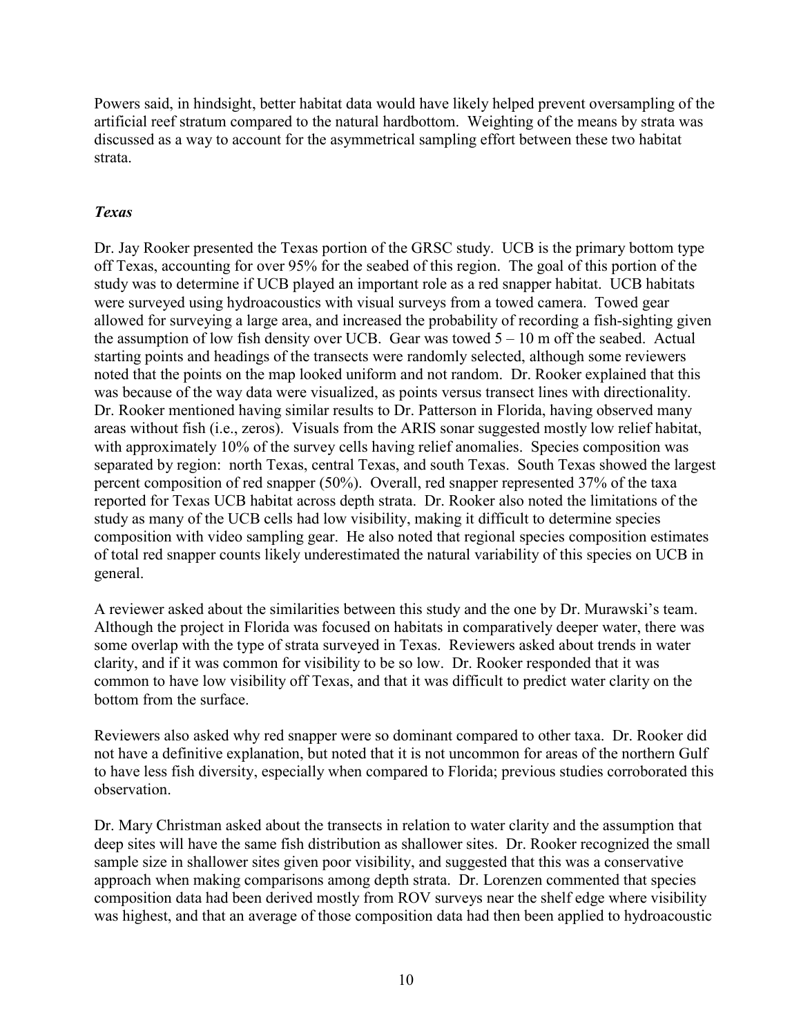Powers said, in hindsight, better habitat data would have likely helped prevent oversampling of the artificial reef stratum compared to the natural hardbottom. Weighting of the means by strata was discussed as a way to account for the asymmetrical sampling effort between these two habitat strata.

### *Texas*

Dr. Jay Rooker presented the Texas portion of the GRSC study. UCB is the primary bottom type off Texas, accounting for over 95% for the seabed of this region. The goal of this portion of the study was to determine if UCB played an important role as a red snapper habitat. UCB habitats were surveyed using hydroacoustics with visual surveys from a towed camera. Towed gear allowed for surveying a large area, and increased the probability of recording a fish-sighting given the assumption of low fish density over UCB. Gear was towed 5 – 10 m off the seabed. Actual starting points and headings of the transects were randomly selected, although some reviewers noted that the points on the map looked uniform and not random. Dr. Rooker explained that this was because of the way data were visualized, as points versus transect lines with directionality. Dr. Rooker mentioned having similar results to Dr. Patterson in Florida, having observed many areas without fish (i.e., zeros). Visuals from the ARIS sonar suggested mostly low relief habitat, with approximately 10% of the survey cells having relief anomalies. Species composition was separated by region: north Texas, central Texas, and south Texas. South Texas showed the largest percent composition of red snapper (50%). Overall, red snapper represented 37% of the taxa reported for Texas UCB habitat across depth strata. Dr. Rooker also noted the limitations of the study as many of the UCB cells had low visibility, making it difficult to determine species composition with video sampling gear. He also noted that regional species composition estimates of total red snapper counts likely underestimated the natural variability of this species on UCB in general.

A reviewer asked about the similarities between this study and the one by Dr. Murawski's team. Although the project in Florida was focused on habitats in comparatively deeper water, there was some overlap with the type of strata surveyed in Texas. Reviewers asked about trends in water clarity, and if it was common for visibility to be so low. Dr. Rooker responded that it was common to have low visibility off Texas, and that it was difficult to predict water clarity on the bottom from the surface.

Reviewers also asked why red snapper were so dominant compared to other taxa. Dr. Rooker did not have a definitive explanation, but noted that it is not uncommon for areas of the northern Gulf to have less fish diversity, especially when compared to Florida; previous studies corroborated this observation.

Dr. Mary Christman asked about the transects in relation to water clarity and the assumption that deep sites will have the same fish distribution as shallower sites. Dr. Rooker recognized the small sample size in shallower sites given poor visibility, and suggested that this was a conservative approach when making comparisons among depth strata. Dr. Lorenzen commented that species composition data had been derived mostly from ROV surveys near the shelf edge where visibility was highest, and that an average of those composition data had then been applied to hydroacoustic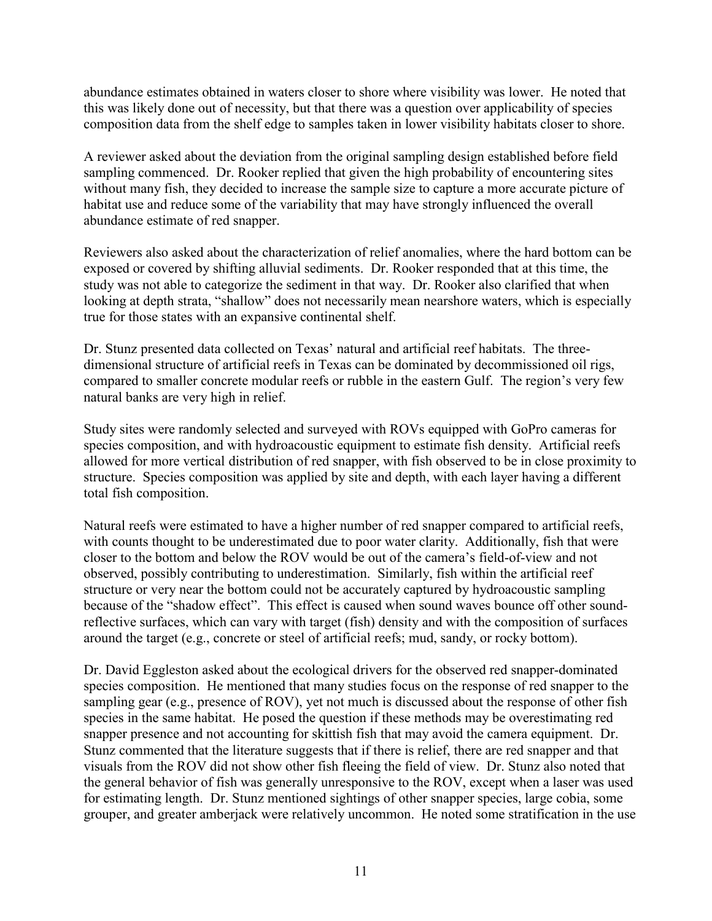abundance estimates obtained in waters closer to shore where visibility was lower. He noted that this was likely done out of necessity, but that there was a question over applicability of species composition data from the shelf edge to samples taken in lower visibility habitats closer to shore.

A reviewer asked about the deviation from the original sampling design established before field sampling commenced. Dr. Rooker replied that given the high probability of encountering sites without many fish, they decided to increase the sample size to capture a more accurate picture of habitat use and reduce some of the variability that may have strongly influenced the overall abundance estimate of red snapper.

Reviewers also asked about the characterization of relief anomalies, where the hard bottom can be exposed or covered by shifting alluvial sediments. Dr. Rooker responded that at this time, the study was not able to categorize the sediment in that way. Dr. Rooker also clarified that when looking at depth strata, "shallow" does not necessarily mean nearshore waters, which is especially true for those states with an expansive continental shelf.

Dr. Stunz presented data collected on Texas' natural and artificial reef habitats. The three-dimensional structure of artificial reefs in Texas can be dominated by decommissioned oil rigs, compared to smaller concrete modular reefs or rubble in the eastern Gulf. The region's very few natural banks are very high in relief.

Study sites were randomly selected and surveyed with ROVs equipped with GoPro cameras for species composition, and with hydroacoustic equipment to estimate fish density. Artificial reefs allowed for more vertical distribution of red snapper, with fish observed to be in close proximity to structure. Species composition was applied by site and depth, with each layer having a different total fish composition.

Natural reefs were estimated to have a higher number of red snapper compared to artificial reefs, with counts thought to be underestimated due to poor water clarity. Additionally, fish that were closer to the bottom and below the ROV would be out of the camera's field-of-view and not observed, possibly contributing to underestimation. Similarly, fish within the artificial reef structure or very near the bottom could not be accurately captured by hydroacoustic sampling because of the "shadow effect". This effect is caused when sound waves bounce off other sound-reflective surfaces, which can vary with target (fish) density and with the composition of surfaces around the target (e.g., concrete or steel of artificial reefs; mud, sandy, or rocky bottom).

Dr. David Eggleston asked about the ecological drivers for the observed red snapper-dominated species composition. He mentioned that many studies focus on the response of red snapper to the sampling gear (e.g., presence of ROV), yet not much is discussed about the response of other fish species in the same habitat. He posed the question if these methods may be overestimating red snapper presence and not accounting for skittish fish that may avoid the camera equipment. Dr. Stunz commented that the literature suggests that if there is relief, there are red snapper and that visuals from the ROV did not show other fish fleeing the field of view. Dr. Stunz also noted that the general behavior of fish was generally unresponsive to the ROV, except when a laser was used for estimating length. Dr. Stunz mentioned sightings of other snapper species, large cobia, some grouper, and greater amberjack were relatively uncommon. He noted some stratification in the use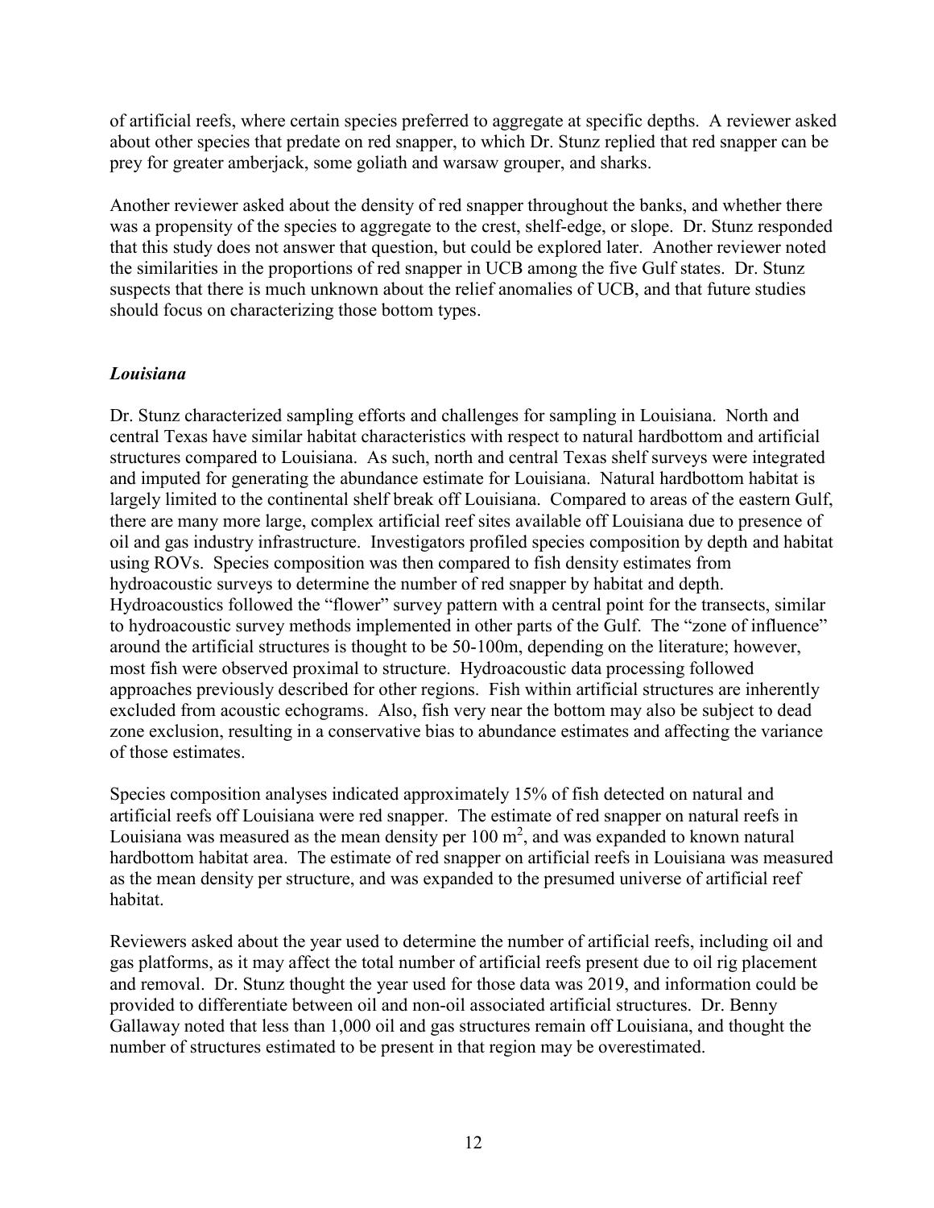of artificial reefs, where certain species preferred to aggregate at specific depths. A reviewer asked about other species that predate on red snapper, to which Dr. Stunz replied that red snapper can be prey for greater amberjack, some goliath and warsaw grouper, and sharks.

Another reviewer asked about the density of red snapper throughout the banks, and whether there was a propensity of the species to aggregate to the crest, shelf-edge, or slope. Dr. Stunz responded that this study does not answer that question, but could be explored later. Another reviewer noted the similarities in the proportions of red snapper in UCB among the five Gulf states. Dr. Stunz suspects that there is much unknown about the relief anomalies of UCB, and that future studies should focus on characterizing those bottom types.

### *Louisiana*

Dr. Stunz characterized sampling efforts and challenges for sampling in Louisiana. North and central Texas have similar habitat characteristics with respect to natural hardbottom and artificial structures compared to Louisiana. As such, north and central Texas shelf surveys were integrated and imputed for generating the abundance estimate for Louisiana. Natural hardbottom habitat is largely limited to the continental shelf break off Louisiana. Compared to areas of the eastern Gulf, there are many more large, complex artificial reef sites available off Louisiana due to presence of oil and gas industry infrastructure. Investigators profiled species composition by depth and habitat using ROVs. Species composition was then compared to fish density estimates from hydroacoustic surveys to determine the number of red snapper by habitat and depth. Hydroacoustics followed the "flower" survey pattern with a central point for the transects, similar to hydroacoustic survey methods implemented in other parts of the Gulf. The "zone of influence" around the artificial structures is thought to be 50-100m, depending on the literature; however, most fish were observed proximal to structure. Hydroacoustic data processing followed approaches previously described for other regions. Fish within artificial structures are inherently excluded from acoustic echograms. Also, fish very near the bottom may also be subject to dead zone exclusion, resulting in a conservative bias to abundance estimates and affecting the variance of those estimates.

Species composition analyses indicated approximately 15% of fish detected on natural and artificial reefs off Louisiana were red snapper. The estimate of red snapper on natural reefs in Louisiana was measured as the mean density per 100 $m^2$, and was expanded to known natural hardbottom habitat area. The estimate of red snapper on artificial reefs in Louisiana was measured as the mean density per structure, and was expanded to the presumed universe of artificial reef habitat.

Reviewers asked about the year used to determine the number of artificial reefs, including oil and gas platforms, as it may affect the total number of artificial reefs present due to oil rig placement and removal. Dr. Stunz thought the year used for those data was 2019, and information could be provided to differentiate between oil and non-oil associated artificial structures. Dr. Benny Gallaway noted that less than 1,000 oil and gas structures remain off Louisiana, and thought the number of structures estimated to be present in that region may be overestimated.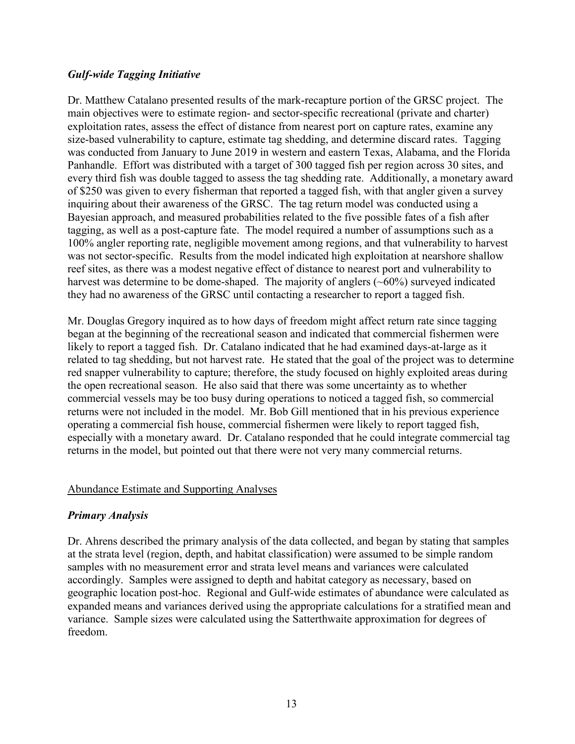### *Gulf-wide Tagging Initiative*

Dr. Matthew Catalano presented results of the mark-recapture portion of the GRSC project. The main objectives were to estimate region- and sector-specific recreational (private and charter) exploitation rates, assess the effect of distance from nearest port on capture rates, examine any size-based vulnerability to capture, estimate tag shedding, and determine discard rates. Tagging was conducted from January to June 2019 in western and eastern Texas, Alabama, and the Florida Panhandle. Effort was distributed with a target of 300 tagged fish per region across 30 sites, and every third fish was double tagged to assess the tag shedding rate. Additionally, a monetary award of $250 was given to every fisherman that reported a tagged fish, with that angler given a survey inquiring about their awareness of the GRSC. The tag return model was conducted using a Bayesian approach, and measured probabilities related to the five possible fates of a fish after tagging, as well as a post-capture fate. The model required a number of assumptions such as a 100% angler reporting rate, negligible movement among regions, and that vulnerability to harvest was not sector-specific. Results from the model indicated high exploitation at nearshore shallow reef sites, as there was a modest negative effect of distance to nearest port and vulnerability to harvest was determine to be dome-shaped. The majority of anglers (~60%) surveyed indicated they had no awareness of the GRSC until contacting a researcher to report a tagged fish.

Mr. Douglas Gregory inquired as to how days of freedom might affect return rate since tagging began at the beginning of the recreational season and indicated that commercial fishermen were likely to report a tagged fish. Dr. Catalano indicated that he had examined days-at-large as it related to tag shedding, but not harvest rate. He stated that the goal of the project was to determine red snapper vulnerability to capture; therefore, the study focused on highly exploited areas during the open recreational season. He also said that there was some uncertainty as to whether commercial vessels may be too busy during operations to noticed a tagged fish, so commercial returns were not included in the model. Mr. Bob Gill mentioned that in his previous experience operating a commercial fish house, commercial fishermen were likely to report tagged fish, especially with a monetary award. Dr. Catalano responded that he could integrate commercial tag returns in the model, but pointed out that there were not very many commercial returns.

## Abundance Estimate and Supporting Analyses

### *Primary Analysis*

Dr. Ahrens described the primary analysis of the data collected, and began by stating that samples at the strata level (region, depth, and habitat classification) were assumed to be simple random samples with no measurement error and strata level means and variances were calculated accordingly. Samples were assigned to depth and habitat category as necessary, based on geographic location post-hoc. Regional and Gulf-wide estimates of abundance were calculated as expanded means and variances derived using the appropriate calculations for a stratified mean and variance. Sample sizes were calculated using the Satterthwaite approximation for degrees of freedom.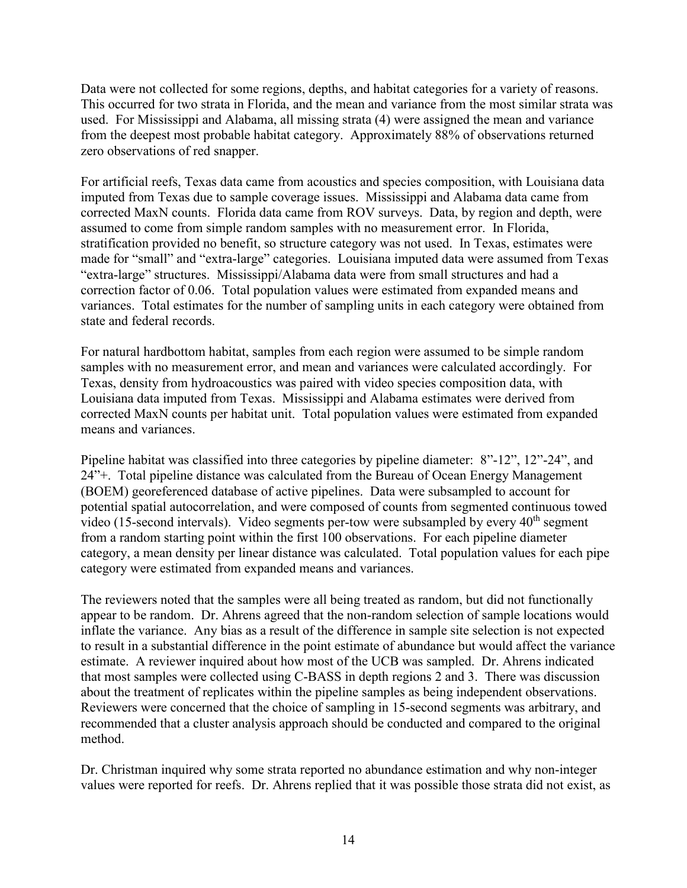Data were not collected for some regions, depths, and habitat categories for a variety of reasons. This occurred for two strata in Florida, and the mean and variance from the most similar strata was used. For Mississippi and Alabama, all missing strata (4) were assigned the mean and variance from the deepest most probable habitat category. Approximately 88% of observations returned zero observations of red snapper.

For artificial reefs, Texas data came from acoustics and species composition, with Louisiana data imputed from Texas due to sample coverage issues. Mississippi and Alabama data came from corrected MaxN counts. Florida data came from ROV surveys. Data, by region and depth, were assumed to come from simple random samples with no measurement error. In Florida, stratification provided no benefit, so structure category was not used. In Texas, estimates were made for "small" and "extra-large" categories. Louisiana imputed data were assumed from Texas "extra-large" structures. Mississippi/Alabama data were from small structures and had a correction factor of 0.06. Total population values were estimated from expanded means and variances. Total estimates for the number of sampling units in each category were obtained from state and federal records.

For natural hardbottom habitat, samples from each region were assumed to be simple random samples with no measurement error, and mean and variances were calculated accordingly. For Texas, density from hydroacoustics was paired with video species composition data, with Louisiana data imputed from Texas. Mississippi and Alabama estimates were derived from corrected MaxN counts per habitat unit. Total population values were estimated from expanded means and variances.

Pipeline habitat was classified into three categories by pipeline diameter: 8"-12", 12"-24", and 24"+. Total pipeline distance was calculated from the Bureau of Ocean Energy Management (BOEM) georeferenced database of active pipelines. Data were subsampled to account for potential spatial autocorrelation, and were composed of counts from segmented continuous towed video (15-second intervals). Video segments per-tow were subsampled by every 40th segment from a random starting point within the first 100 observations. For each pipeline diameter category, a mean density per linear distance was calculated. Total population values for each pipe category were estimated from expanded means and variances.

The reviewers noted that the samples were all being treated as random, but did not functionally appear to be random. Dr. Ahrens agreed that the non-random selection of sample locations would inflate the variance. Any bias as a result of the difference in sample site selection is not expected to result in a substantial difference in the point estimate of abundance but would affect the variance estimate. A reviewer inquired about how most of the UCB was sampled. Dr. Ahrens indicated that most samples were collected using C-BASS in depth regions 2 and 3. There was discussion about the treatment of replicates within the pipeline samples as being independent observations. Reviewers were concerned that the choice of sampling in 15-second segments was arbitrary, and recommended that a cluster analysis approach should be conducted and compared to the original method.

Dr. Christman inquired why some strata reported no abundance estimation and why non-integer values were reported for reefs. Dr. Ahrens replied that it was possible those strata did not exist, as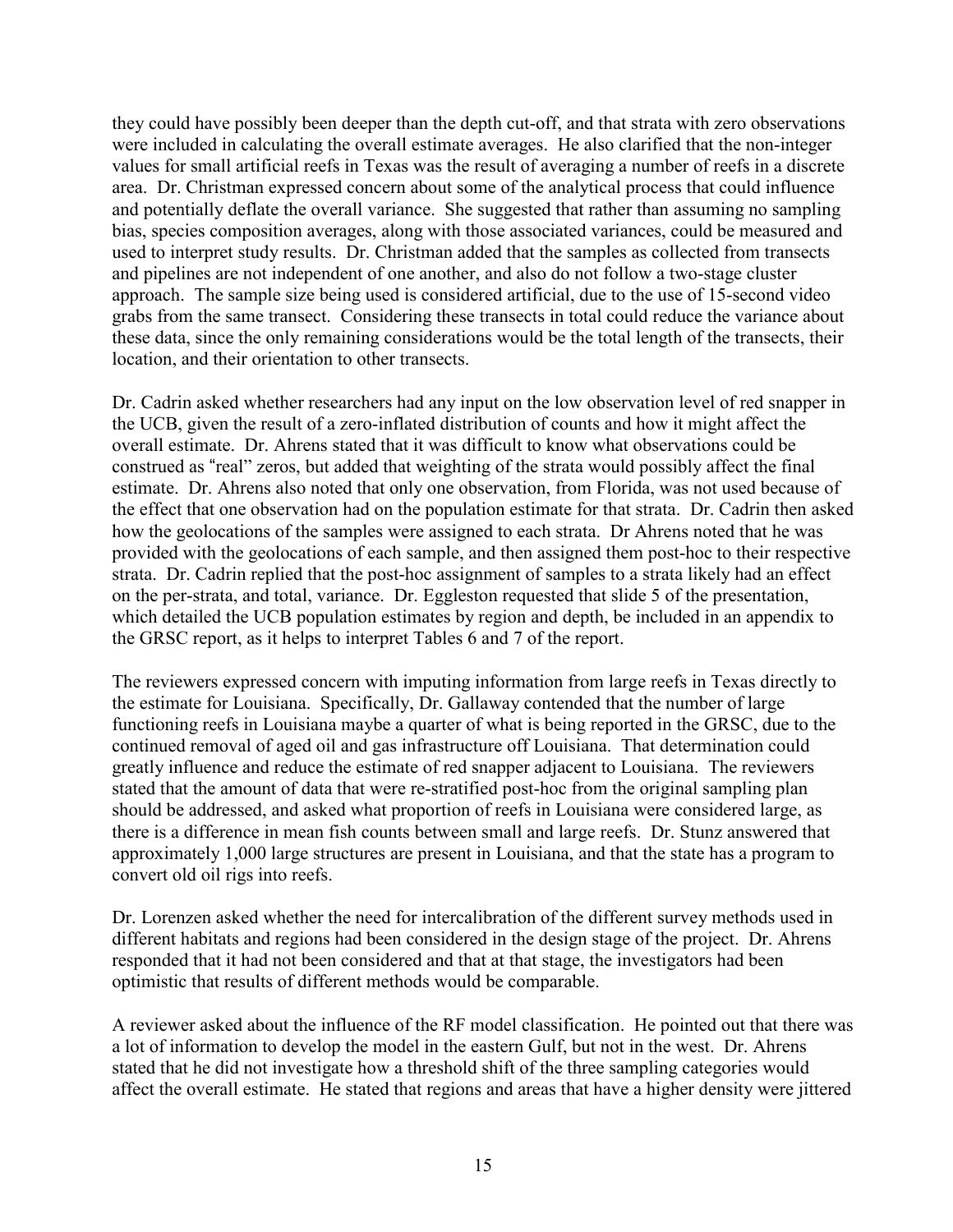they could have possibly been deeper than the depth cut-off, and that strata with zero observations were included in calculating the overall estimate averages. He also clarified that the non-integer values for small artificial reefs in Texas was the result of averaging a number of reefs in a discrete area. Dr. Christman expressed concern about some of the analytical process that could influence and potentially deflate the overall variance. She suggested that rather than assuming no sampling bias, species composition averages, along with those associated variances, could be measured and used to interpret study results. Dr. Christman added that the samples as collected from transects and pipelines are not independent of one another, and also do not follow a two-stage cluster approach. The sample size being used is considered artificial, due to the use of 15-second video grabs from the same transect. Considering these transects in total could reduce the variance about these data, since the only remaining considerations would be the total length of the transects, their location, and their orientation to other transects.

Dr. Cadrin asked whether researchers had any input on the low observation level of red snapper in the UCB, given the result of a zero-inflated distribution of counts and how it might affect the overall estimate. Dr. Ahrens stated that it was difficult to know what observations could be construed as "real" zeros, but added that weighting of the strata would possibly affect the final estimate. Dr. Ahrens also noted that only one observation, from Florida, was not used because of the effect that one observation had on the population estimate for that strata. Dr. Cadrin then asked how the geolocations of the samples were assigned to each strata. Dr Ahrens noted that he was provided with the geolocations of each sample, and then assigned them post-hoc to their respective strata. Dr. Cadrin replied that the post-hoc assignment of samples to a strata likely had an effect on the per-strata, and total, variance. Dr. Eggleston requested that slide 5 of the presentation, which detailed the UCB population estimates by region and depth, be included in an appendix to the GRSC report, as it helps to interpret Tables 6 and 7 of the report.

The reviewers expressed concern with imputing information from large reefs in Texas directly to the estimate for Louisiana. Specifically, Dr. Gallaway contended that the number of large functioning reefs in Louisiana maybe a quarter of what is being reported in the GRSC, due to the continued removal of aged oil and gas infrastructure off Louisiana. That determination could greatly influence and reduce the estimate of red snapper adjacent to Louisiana. The reviewers stated that the amount of data that were re-stratified post-hoc from the original sampling plan should be addressed, and asked what proportion of reefs in Louisiana were considered large, as there is a difference in mean fish counts between small and large reefs. Dr. Stunz answered that approximately 1,000 large structures are present in Louisiana, and that the state has a program to convert old oil rigs into reefs.

Dr. Lorenzen asked whether the need for intercalibration of the different survey methods used in different habitats and regions had been considered in the design stage of the project. Dr. Ahrens responded that it had not been considered and that at that stage, the investigators had been optimistic that results of different methods would be comparable.

A reviewer asked about the influence of the RF model classification. He pointed out that there was a lot of information to develop the model in the eastern Gulf, but not in the west. Dr. Ahrens stated that he did not investigate how a threshold shift of the three sampling categories would affect the overall estimate. He stated that regions and areas that have a higher density were jittered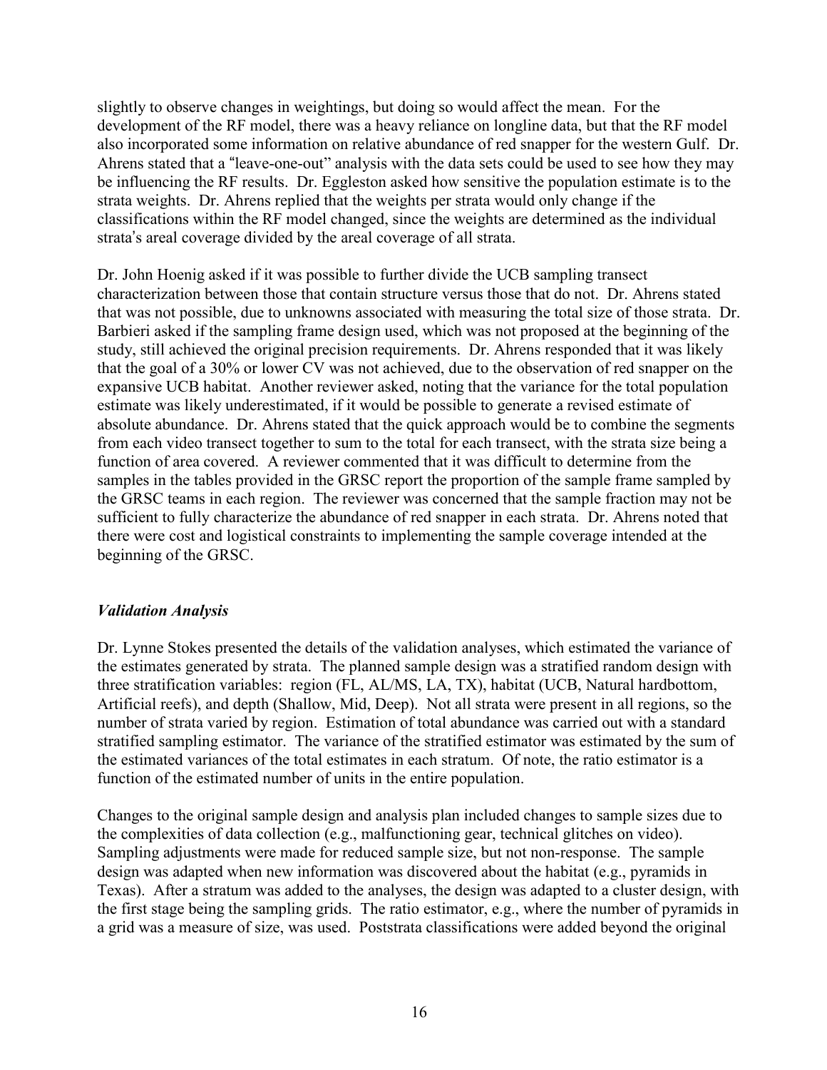slightly to observe changes in weightings, but doing so would affect the mean. For the development of the RF model, there was a heavy reliance on longline data, but that the RF model also incorporated some information on relative abundance of red snapper for the western Gulf. Dr. Ahrens stated that a "leave-one-out" analysis with the data sets could be used to see how they may be influencing the RF results. Dr. Eggleston asked how sensitive the population estimate is to the strata weights. Dr. Ahrens replied that the weights per strata would only change if the classifications within the RF model changed, since the weights are determined as the individual strata's areal coverage divided by the areal coverage of all strata.

Dr. John Hoenig asked if it was possible to further divide the UCB sampling transect characterization between those that contain structure versus those that do not. Dr. Ahrens stated that was not possible, due to unknowns associated with measuring the total size of those strata. Dr. Barbieri asked if the sampling frame design used, which was not proposed at the beginning of the study, still achieved the original precision requirements. Dr. Ahrens responded that it was likely that the goal of a 30% or lower CV was not achieved, due to the observation of red snapper on the expansive UCB habitat. Another reviewer asked, noting that the variance for the total population estimate was likely underestimated, if it would be possible to generate a revised estimate of absolute abundance. Dr. Ahrens stated that the quick approach would be to combine the segments from each video transect together to sum to the total for each transect, with the strata size being a function of area covered. A reviewer commented that it was difficult to determine from the samples in the tables provided in the GRSC report the proportion of the sample frame sampled by the GRSC teams in each region. The reviewer was concerned that the sample fraction may not be sufficient to fully characterize the abundance of red snapper in each strata. Dr. Ahrens noted that there were cost and logistical constraints to implementing the sample coverage intended at the beginning of the GRSC.

### *Validation Analysis*

Dr. Lynne Stokes presented the details of the validation analyses, which estimated the variance of the estimates generated by strata. The planned sample design was a stratified random design with three stratification variables: region (FL, AL/MS, LA, TX), habitat (UCB, Natural hardbottom, Artificial reefs), and depth (Shallow, Mid, Deep). Not all strata were present in all regions, so the number of strata varied by region. Estimation of total abundance was carried out with a standard stratified sampling estimator. The variance of the stratified estimator was estimated by the sum of the estimated variances of the total estimates in each stratum. Of note, the ratio estimator is a function of the estimated number of units in the entire population.

Changes to the original sample design and analysis plan included changes to sample sizes due to the complexities of data collection (e.g., malfunctioning gear, technical glitches on video). Sampling adjustments were made for reduced sample size, but not non-response. The sample design was adapted when new information was discovered about the habitat (e.g., pyramids in Texas). After a stratum was added to the analyses, the design was adapted to a cluster design, with the first stage being the sampling grids. The ratio estimator, e.g., where the number of pyramids in a grid was a measure of size, was used. Poststrata classifications were added beyond the original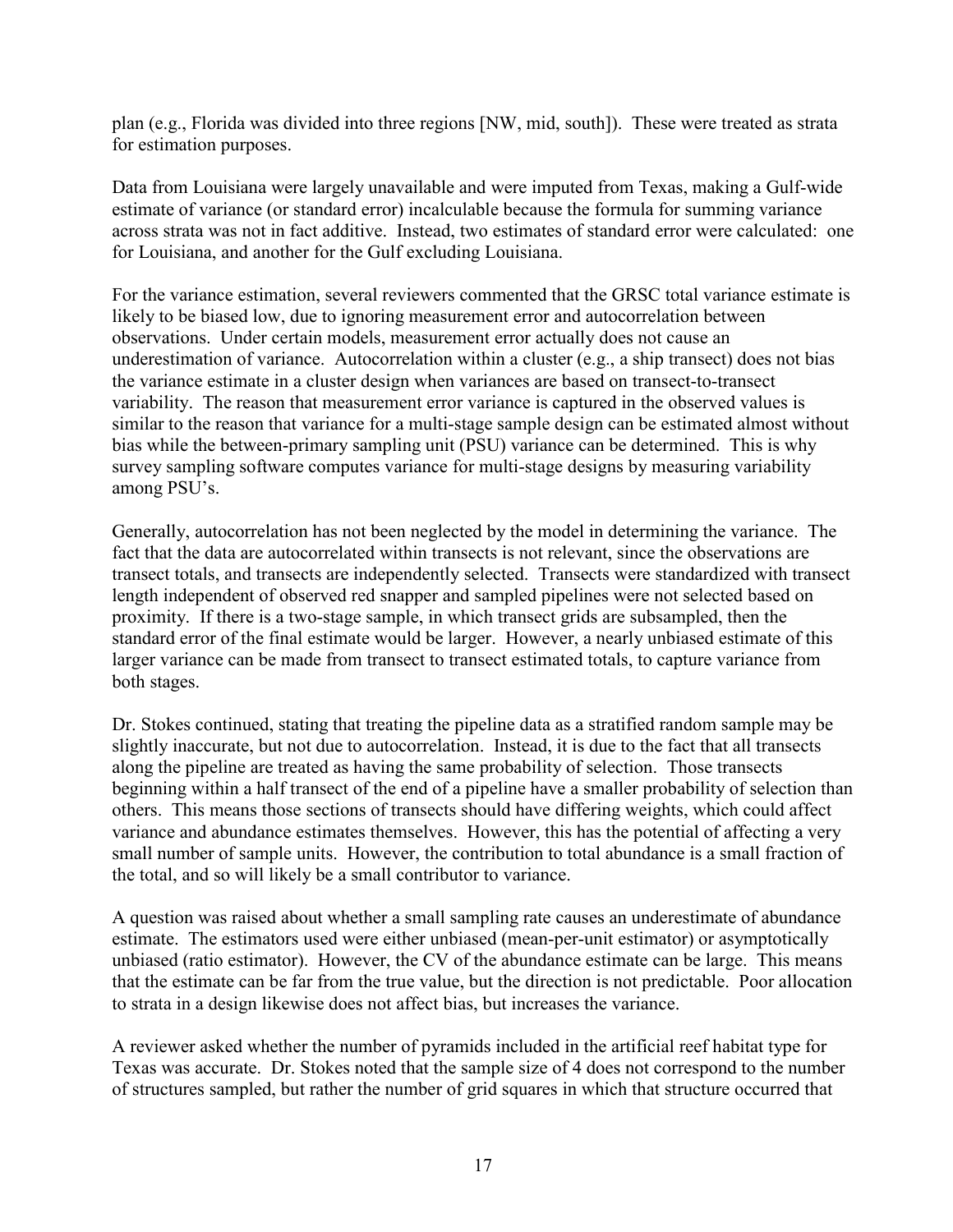plan (e.g., Florida was divided into three regions [NW, mid, south]). These were treated as strata for estimation purposes.

Data from Louisiana were largely unavailable and were imputed from Texas, making a Gulf-wide estimate of variance (or standard error) incalculable because the formula for summing variance across strata was not in fact additive. Instead, two estimates of standard error were calculated: one for Louisiana, and another for the Gulf excluding Louisiana.

For the variance estimation, several reviewers commented that the GRSC total variance estimate is likely to be biased low, due to ignoring measurement error and autocorrelation between observations. Under certain models, measurement error actually does not cause an underestimation of variance. Autocorrelation within a cluster (e.g., a ship transect) does not bias the variance estimate in a cluster design when variances are based on transect-to-transect variability. The reason that measurement error variance is captured in the observed values is similar to the reason that variance for a multi-stage sample design can be estimated almost without bias while the between-primary sampling unit (PSU) variance can be determined. This is why survey sampling software computes variance for multi-stage designs by measuring variability among PSU's.

Generally, autocorrelation has not been neglected by the model in determining the variance. The fact that the data are autocorrelated within transects is not relevant, since the observations are transect totals, and transects are independently selected. Transects were standardized with transect length independent of observed red snapper and sampled pipelines were not selected based on proximity. If there is a two-stage sample, in which transect grids are subsampled, then the standard error of the final estimate would be larger. However, a nearly unbiased estimate of this larger variance can be made from transect to transect estimated totals, to capture variance from both stages.

Dr. Stokes continued, stating that treating the pipeline data as a stratified random sample may be slightly inaccurate, but not due to autocorrelation. Instead, it is due to the fact that all transects along the pipeline are treated as having the same probability of selection. Those transects beginning within a half transect of the end of a pipeline have a smaller probability of selection than others. This means those sections of transects should have differing weights, which could affect variance and abundance estimates themselves. However, this has the potential of affecting a very small number of sample units. However, the contribution to total abundance is a small fraction of the total, and so will likely be a small contributor to variance.

A question was raised about whether a small sampling rate causes an underestimate of abundance estimate. The estimators used were either unbiased (mean-per-unit estimator) or asymptotically unbiased (ratio estimator). However, the CV of the abundance estimate can be large. This means that the estimate can be far from the true value, but the direction is not predictable. Poor allocation to strata in a design likewise does not affect bias, but increases the variance.

A reviewer asked whether the number of pyramids included in the artificial reef habitat type for Texas was accurate. Dr. Stokes noted that the sample size of 4 does not correspond to the number of structures sampled, but rather the number of grid squares in which that structure occurred that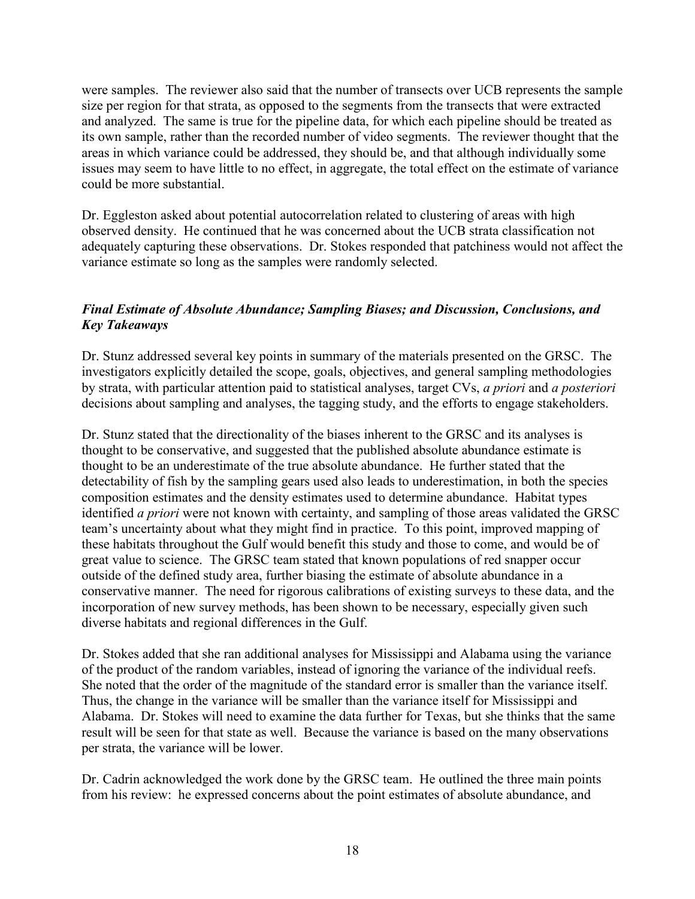were samples. The reviewer also said that the number of transects over UCB represents the sample size per region for that strata, as opposed to the segments from the transects that were extracted and analyzed. The same is true for the pipeline data, for which each pipeline should be treated as its own sample, rather than the recorded number of video segments. The reviewer thought that the areas in which variance could be addressed, they should be, and that although individually some issues may seem to have little to no effect, in aggregate, the total effect on the estimate of variance could be more substantial.

Dr. Eggleston asked about potential autocorrelation related to clustering of areas with high observed density. He continued that he was concerned about the UCB strata classification not adequately capturing these observations. Dr. Stokes responded that patchiness would not affect the variance estimate so long as the samples were randomly selected.

### *Final Estimate of Absolute Abundance; Sampling Biases; and Discussion, Conclusions, and Key Takeaways*

Dr. Stunz addressed several key points in summary of the materials presented on the GRSC. The investigators explicitly detailed the scope, goals, objectives, and general sampling methodologies by strata, with particular attention paid to statistical analyses, target CVs, *a priori* and *a posteriori* decisions about sampling and analyses, the tagging study, and the efforts to engage stakeholders.

Dr. Stunz stated that the directionality of the biases inherent to the GRSC and its analyses is thought to be conservative, and suggested that the published absolute abundance estimate is thought to be an underestimate of the true absolute abundance. He further stated that the detectability of fish by the sampling gears used also leads to underestimation, in both the species composition estimates and the density estimates used to determine abundance. Habitat types identified *a priori* were not known with certainty, and sampling of those areas validated the GRSC team's uncertainty about what they might find in practice. To this point, improved mapping of these habitats throughout the Gulf would benefit this study and those to come, and would be of great value to science. The GRSC team stated that known populations of red snapper occur outside of the defined study area, further biasing the estimate of absolute abundance in a conservative manner. The need for rigorous calibrations of existing surveys to these data, and the incorporation of new survey methods, has been shown to be necessary, especially given such diverse habitats and regional differences in the Gulf.

Dr. Stokes added that she ran additional analyses for Mississippi and Alabama using the variance of the product of the random variables, instead of ignoring the variance of the individual reefs. She noted that the order of the magnitude of the standard error is smaller than the variance itself. Thus, the change in the variance will be smaller than the variance itself for Mississippi and Alabama. Dr. Stokes will need to examine the data further for Texas, but she thinks that the same result will be seen for that state as well. Because the variance is based on the many observations per strata, the variance will be lower.

Dr. Cadrin acknowledged the work done by the GRSC team. He outlined the three main points from his review: he expressed concerns about the point estimates of absolute abundance, and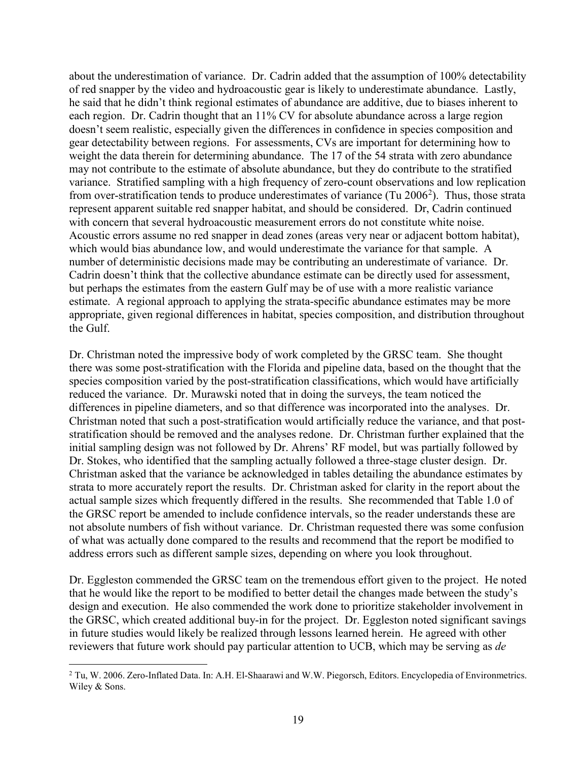about the underestimation of variance. Dr. Cadrin added that the assumption of 100% detectability of red snapper by the video and hydroacoustic gear is likely to underestimate abundance. Lastly, he said that he didn't think regional estimates of abundance are additive, due to biases inherent to each region. Dr. Cadrin thought that an 11% CV for absolute abundance across a large region doesn't seem realistic, especially given the differences in confidence in species composition and gear detectability between regions. For assessments, CVs are important for determining how to weight the data therein for determining abundance. The 17 of the 54 strata with zero abundance may not contribute to the estimate of absolute abundance, but they do contribute to the stratified variance. Stratified sampling with a high frequency of zero-count observations and low replication from over-stratification tends to produce underestimates of variance (Tu 2006[2]). Thus, those strata represent apparent suitable red snapper habitat, and should be considered. Dr, Cadrin continued with concern that several hydroacoustic measurement errors do not constitute white noise. Acoustic errors assume no red snapper in dead zones (areas very near or adjacent bottom habitat), which would bias abundance low, and would underestimate the variance for that sample. A number of deterministic decisions made may be contributing an underestimate of variance. Dr. Cadrin doesn't think that the collective abundance estimate can be directly used for assessment, but perhaps the estimates from the eastern Gulf may be of use with a more realistic variance estimate. A regional approach to applying the strata-specific abundance estimates may be more appropriate, given regional differences in habitat, species composition, and distribution throughout the Gulf.

Dr. Christman noted the impressive body of work completed by the GRSC team. She thought there was some post-stratification with the Florida and pipeline data, based on the thought that the species composition varied by the post-stratification classifications, which would have artificially reduced the variance. Dr. Murawski noted that in doing the surveys, the team noticed the differences in pipeline diameters, and so that difference was incorporated into the analyses. Dr. Christman noted that such a post-stratification would artificially reduce the variance, and that post-stratification should be removed and the analyses redone. Dr. Christman further explained that the initial sampling design was not followed by Dr. Ahrens' RF model, but was partially followed by Dr. Stokes, who identified that the sampling actually followed a three-stage cluster design. Dr. Christman asked that the variance be acknowledged in tables detailing the abundance estimates by strata to more accurately report the results. Dr. Christman asked for clarity in the report about the actual sample sizes which frequently differed in the results. She recommended that Table 1.0 of the GRSC report be amended to include confidence intervals, so the reader understands these are not absolute numbers of fish without variance. Dr. Christman requested there was some confusion of what was actually done compared to the results and recommend that the report be modified to address errors such as different sample sizes, depending on where you look throughout.

Dr. Eggleston commended the GRSC team on the tremendous effort given to the project. He noted that he would like the report to be modified to better detail the changes made between the study's design and execution. He also commended the work done to prioritize stakeholder involvement in the GRSC, which created additional buy-in for the project. Dr. Eggleston noted significant savings in future studies would likely be realized through lessons learned herein. He agreed with other reviewers that future work should pay particular attention to UCB, which may be serving as *de*

[2] Tu, W. 2006. Zero-Inflated Data. In: A.H. El-Shaarawi and W.W. Piegorsch, Editors. Encyclopedia of Environmetrics. Wiley & Sons.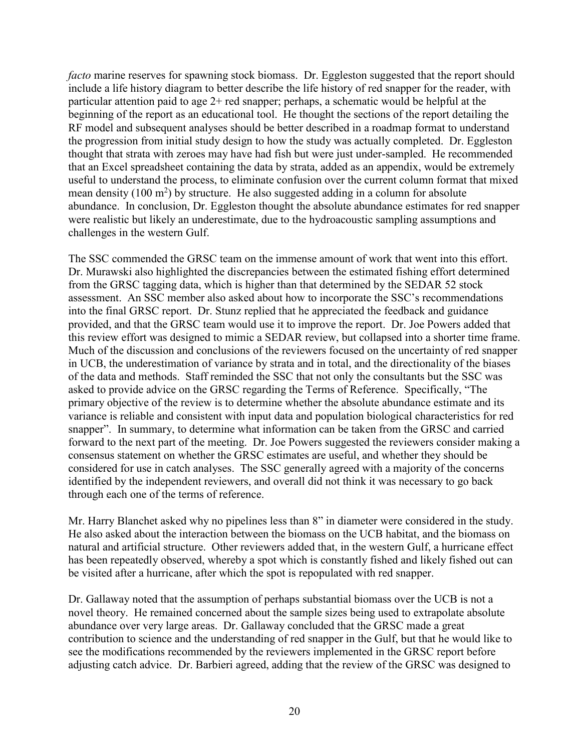*facto* marine reserves for spawning stock biomass. Dr. Eggleston suggested that the report should include a life history diagram to better describe the life history of red snapper for the reader, with particular attention paid to age 2+ red snapper; perhaps, a schematic would be helpful at the beginning of the report as an educational tool. He thought the sections of the report detailing the RF model and subsequent analyses should be better described in a roadmap format to understand the progression from initial study design to how the study was actually completed. Dr. Eggleston thought that strata with zeroes may have had fish but were just under-sampled. He recommended that an Excel spreadsheet containing the data by strata, added as an appendix, would be extremely useful to understand the process, to eliminate confusion over the current column format that mixed mean density (100 $m^2$) by structure. He also suggested adding in a column for absolute abundance. In conclusion, Dr. Eggleston thought the absolute abundance estimates for red snapper were realistic but likely an underestimate, due to the hydroacoustic sampling assumptions and challenges in the western Gulf.

The SSC commended the GRSC team on the immense amount of work that went into this effort. Dr. Murawski also highlighted the discrepancies between the estimated fishing effort determined from the GRSC tagging data, which is higher than that determined by the SEDAR 52 stock assessment. An SSC member also asked about how to incorporate the SSC's recommendations into the final GRSC report. Dr. Stunz replied that he appreciated the feedback and guidance provided, and that the GRSC team would use it to improve the report. Dr. Joe Powers added that this review effort was designed to mimic a SEDAR review, but collapsed into a shorter time frame. Much of the discussion and conclusions of the reviewers focused on the uncertainty of red snapper in UCB, the underestimation of variance by strata and in total, and the directionality of the biases of the data and methods. Staff reminded the SSC that not only the consultants but the SSC was asked to provide advice on the GRSC regarding the Terms of Reference. Specifically, "The primary objective of the review is to determine whether the absolute abundance estimate and its variance is reliable and consistent with input data and population biological characteristics for red snapper". In summary, to determine what information can be taken from the GRSC and carried forward to the next part of the meeting. Dr. Joe Powers suggested the reviewers consider making a consensus statement on whether the GRSC estimates are useful, and whether they should be considered for use in catch analyses. The SSC generally agreed with a majority of the concerns identified by the independent reviewers, and overall did not think it was necessary to go back through each one of the terms of reference.

Mr. Harry Blanchet asked why no pipelines less than 8" in diameter were considered in the study. He also asked about the interaction between the biomass on the UCB habitat, and the biomass on natural and artificial structure. Other reviewers added that, in the western Gulf, a hurricane effect has been repeatedly observed, whereby a spot which is constantly fished and likely fished out can be visited after a hurricane, after which the spot is repopulated with red snapper.

Dr. Gallaway noted that the assumption of perhaps substantial biomass over the UCB is not a novel theory. He remained concerned about the sample sizes being used to extrapolate absolute abundance over very large areas. Dr. Gallaway concluded that the GRSC made a great contribution to science and the understanding of red snapper in the Gulf, but that he would like to see the modifications recommended by the reviewers implemented in the GRSC report before adjusting catch advice. Dr. Barbieri agreed, adding that the review of the GRSC was designed to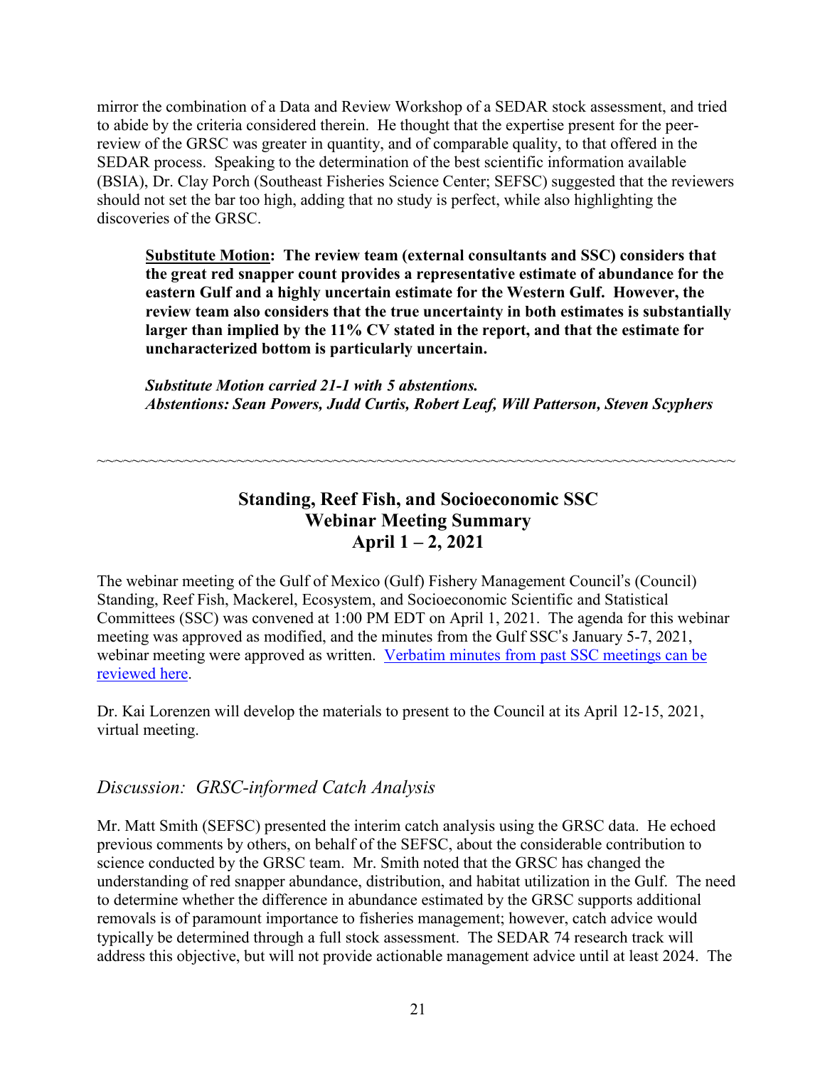mirror the combination of a Data and Review Workshop of a SEDAR stock assessment, and tried to abide by the criteria considered therein. He thought that the expertise present for the peer-review of the GRSC was greater in quantity, and of comparable quality, to that offered in the SEDAR process. Speaking to the determination of the best scientific information available (BSIA), Dr. Clay Porch (Southeast Fisheries Science Center; SEFSC) suggested that the reviewers should not set the bar too high, adding that no study is perfect, while also highlighting the discoveries of the GRSC.

> **<u>Substitute Motion</u>: The review team (external consultants and SSC) considers that the great red snapper count provides a representative estimate of abundance for the eastern Gulf and a highly uncertain estimate for the Western Gulf. However, the review team also considers that the true uncertainty in both estimates is substantially larger than implied by the 11% CV stated in the report, and that the estimate for uncharacterized bottom is particularly uncertain.**
>
> ***Substitute Motion carried 21-1 with 5 abstentions.***
> ***Abstentions: Sean Powers, Judd Curtis, Robert Leaf, Will Patterson, Steven Scyphers***

~~~~~~~~~~~~~~~~~~~~~~~~~~~~~~~~~~~~~~~~~~~~~~~~~~~~~~~~~~~~~~~~~~~~~~~~~

## Standing, Reef Fish, and Socioeconomic SSC Webinar Meeting Summary April 1 – 2, 2021

The webinar meeting of the Gulf of Mexico (Gulf) Fishery Management Council's (Council) Standing, Reef Fish, Mackerel, Ecosystem, and Socioeconomic Scientific and Statistical Committees (SSC) was convened at 1:00 PM EDT on April 1, 2021. The agenda for this webinar meeting was approved as modified, and the minutes from the Gulf SSC's January 5-7, 2021, webinar meeting were approved as written. Verbatim minutes from past SSC meetings can be reviewed here.

Dr. Kai Lorenzen will develop the materials to present to the Council at its April 12-15, 2021, virtual meeting.

### *Discussion: GRSC-informed Catch Analysis*

Mr. Matt Smith (SEFSC) presented the interim catch analysis using the GRSC data. He echoed previous comments by others, on behalf of the SEFSC, about the considerable contribution to science conducted by the GRSC team. Mr. Smith noted that the GRSC has changed the understanding of red snapper abundance, distribution, and habitat utilization in the Gulf. The need to determine whether the difference in abundance estimated by the GRSC supports additional removals is of paramount importance to fisheries management; however, catch advice would typically be determined through a full stock assessment. The SEDAR 74 research track will address this objective, but will not provide actionable management advice until at least 2024. The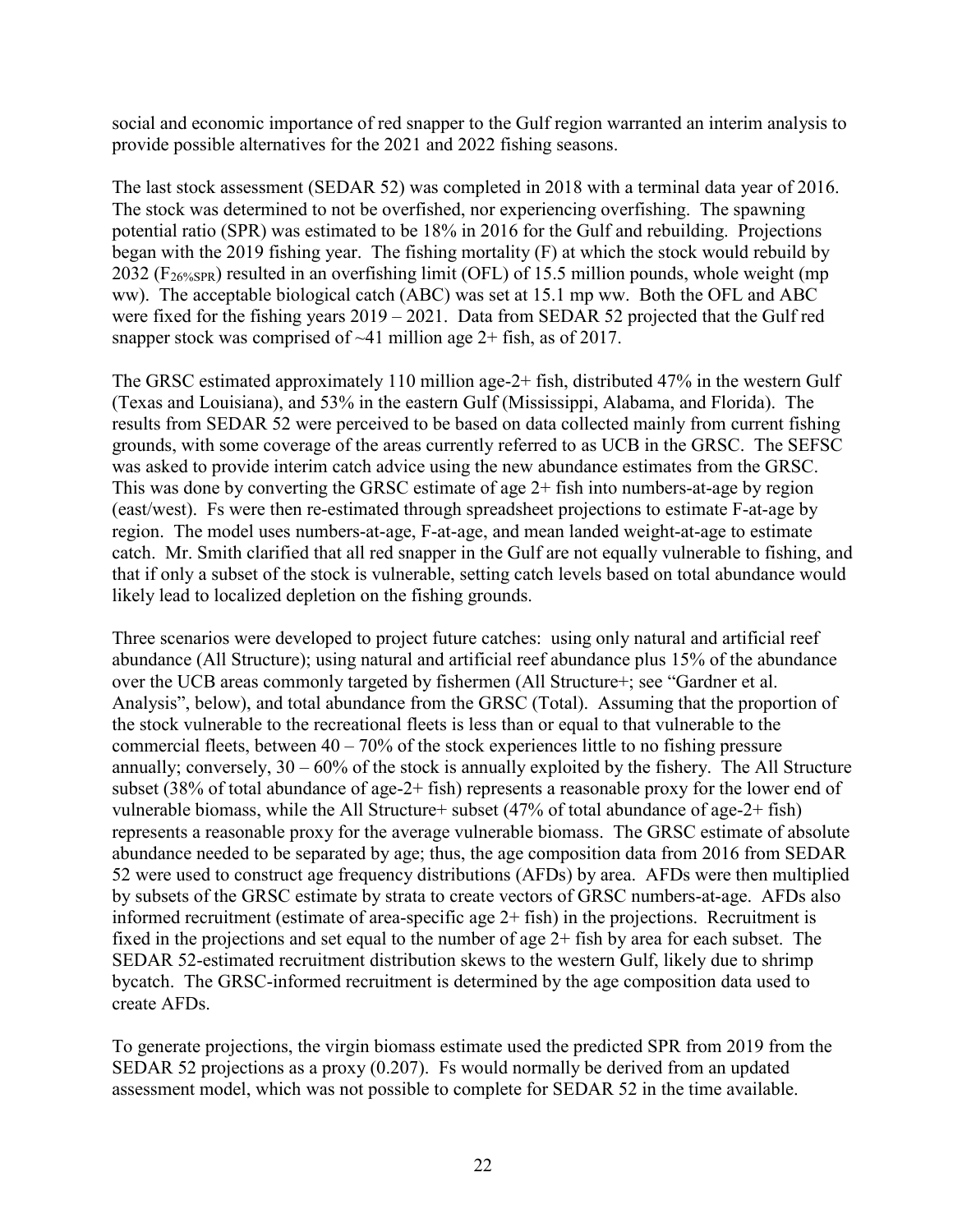social and economic importance of red snapper to the Gulf region warranted an interim analysis to provide possible alternatives for the 2021 and 2022 fishing seasons.

The last stock assessment (SEDAR 52) was completed in 2018 with a terminal data year of 2016. The stock was determined to not be overfished, nor experiencing overfishing. The spawning potential ratio (SPR) was estimated to be 18% in 2016 for the Gulf and rebuilding. Projections began with the 2019 fishing year. The fishing mortality (F) at which the stock would rebuild by 2032 ($F_{26\%SPR}$) resulted in an overfishing limit (OFL) of 15.5 million pounds, whole weight (mp ww). The acceptable biological catch (ABC) was set at 15.1 mp ww. Both the OFL and ABC were fixed for the fishing years 2019 – 2021. Data from SEDAR 52 projected that the Gulf red snapper stock was comprised of ~41 million age 2+ fish, as of 2017.

The GRSC estimated approximately 110 million age-2+ fish, distributed 47% in the western Gulf (Texas and Louisiana), and 53% in the eastern Gulf (Mississippi, Alabama, and Florida). The results from SEDAR 52 were perceived to be based on data collected mainly from current fishing grounds, with some coverage of the areas currently referred to as UCB in the GRSC. The SEFSC was asked to provide interim catch advice using the new abundance estimates from the GRSC. This was done by converting the GRSC estimate of age 2+ fish into numbers-at-age by region (east/west). Fs were then re-estimated through spreadsheet projections to estimate F-at-age by region. The model uses numbers-at-age, F-at-age, and mean landed weight-at-age to estimate catch. Mr. Smith clarified that all red snapper in the Gulf are not equally vulnerable to fishing, and that if only a subset of the stock is vulnerable, setting catch levels based on total abundance would likely lead to localized depletion on the fishing grounds.

Three scenarios were developed to project future catches: using only natural and artificial reef abundance (All Structure); using natural and artificial reef abundance plus 15% of the abundance over the UCB areas commonly targeted by fishermen (All Structure+; see "Gardner et al. Analysis", below), and total abundance from the GRSC (Total). Assuming that the proportion of the stock vulnerable to the recreational fleets is less than or equal to that vulnerable to the commercial fleets, between 40 – 70% of the stock experiences little to no fishing pressure annually; conversely, 30 – 60% of the stock is annually exploited by the fishery. The All Structure subset (38% of total abundance of age-2+ fish) represents a reasonable proxy for the lower end of vulnerable biomass, while the All Structure+ subset (47% of total abundance of age-2+ fish) represents a reasonable proxy for the average vulnerable biomass. The GRSC estimate of absolute abundance needed to be separated by age; thus, the age composition data from 2016 from SEDAR 52 were used to construct age frequency distributions (AFDs) by area. AFDs were then multiplied by subsets of the GRSC estimate by strata to create vectors of GRSC numbers-at-age. AFDs also informed recruitment (estimate of area-specific age 2+ fish) in the projections. Recruitment is fixed in the projections and set equal to the number of age 2+ fish by area for each subset. The SEDAR 52-estimated recruitment distribution skews to the western Gulf, likely due to shrimp bycatch. The GRSC-informed recruitment is determined by the age composition data used to create AFDs.

To generate projections, the virgin biomass estimate used the predicted SPR from 2019 from the SEDAR 52 projections as a proxy (0.207). Fs would normally be derived from an updated assessment model, which was not possible to complete for SEDAR 52 in the time available.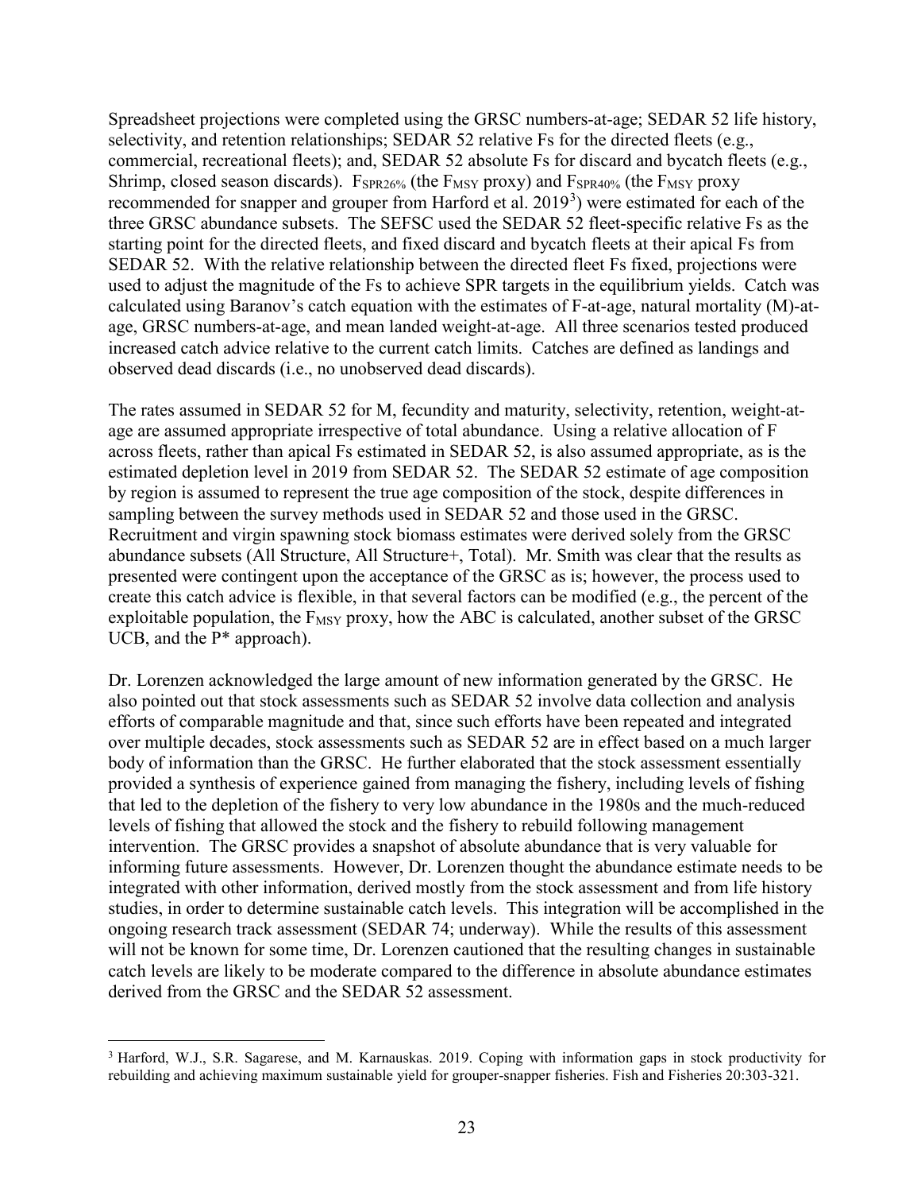Spreadsheet projections were completed using the GRSC numbers-at-age; SEDAR 52 life history, selectivity, and retention relationships; SEDAR 52 relative Fs for the directed fleets (e.g., commercial, recreational fleets); and, SEDAR 52 absolute Fs for discard and bycatch fleets (e.g., Shrimp, closed season discards). $F_{SPR26\%}$ (the $F_{MSY}$ proxy) and $F_{SPR40\%}$ (the $F_{MSY}$ proxy recommended for snapper and grouper from Harford et al. 2019[3]) were estimated for each of the three GRSC abundance subsets. The SEFSC used the SEDAR 52 fleet-specific relative Fs as the starting point for the directed fleets, and fixed discard and bycatch fleets at their apical Fs from SEDAR 52. With the relative relationship between the directed fleet Fs fixed, projections were used to adjust the magnitude of the Fs to achieve SPR targets in the equilibrium yields. Catch was calculated using Baranov's catch equation with the estimates of F-at-age, natural mortality (M)-at-age, GRSC numbers-at-age, and mean landed weight-at-age. All three scenarios tested produced increased catch advice relative to the current catch limits. Catches are defined as landings and observed dead discards (i.e., no unobserved dead discards).

The rates assumed in SEDAR 52 for M, fecundity and maturity, selectivity, retention, weight-at-age are assumed appropriate irrespective of total abundance. Using a relative allocation of F across fleets, rather than apical Fs estimated in SEDAR 52, is also assumed appropriate, as is the estimated depletion level in 2019 from SEDAR 52. The SEDAR 52 estimate of age composition by region is assumed to represent the true age composition of the stock, despite differences in sampling between the survey methods used in SEDAR 52 and those used in the GRSC. Recruitment and virgin spawning stock biomass estimates were derived solely from the GRSC abundance subsets (All Structure, All Structure+, Total). Mr. Smith was clear that the results as presented were contingent upon the acceptance of the GRSC as is; however, the process used to create this catch advice is flexible, in that several factors can be modified (e.g., the percent of the exploitable population, the $F_{MSY}$ proxy, how the ABC is calculated, another subset of the GRSC UCB, and the P* approach).

Dr. Lorenzen acknowledged the large amount of new information generated by the GRSC. He also pointed out that stock assessments such as SEDAR 52 involve data collection and analysis efforts of comparable magnitude and that, since such efforts have been repeated and integrated over multiple decades, stock assessments such as SEDAR 52 are in effect based on a much larger body of information than the GRSC. He further elaborated that the stock assessment essentially provided a synthesis of experience gained from managing the fishery, including levels of fishing that led to the depletion of the fishery to very low abundance in the 1980s and the much-reduced levels of fishing that allowed the stock and the fishery to rebuild following management intervention. The GRSC provides a snapshot of absolute abundance that is very valuable for informing future assessments. However, Dr. Lorenzen thought the abundance estimate needs to be integrated with other information, derived mostly from the stock assessment and from life history studies, in order to determine sustainable catch levels. This integration will be accomplished in the ongoing research track assessment (SEDAR 74; underway). While the results of this assessment will not be known for some time, Dr. Lorenzen cautioned that the resulting changes in sustainable catch levels are likely to be moderate compared to the difference in absolute abundance estimates derived from the GRSC and the SEDAR 52 assessment.

---

[3] Harford, W.J., S.R. Sagarese, and M. Karnauskas. 2019. Coping with information gaps in stock productivity for rebuilding and achieving maximum sustainable yield for grouper-snapper fisheries. Fish and Fisheries 20:303-321.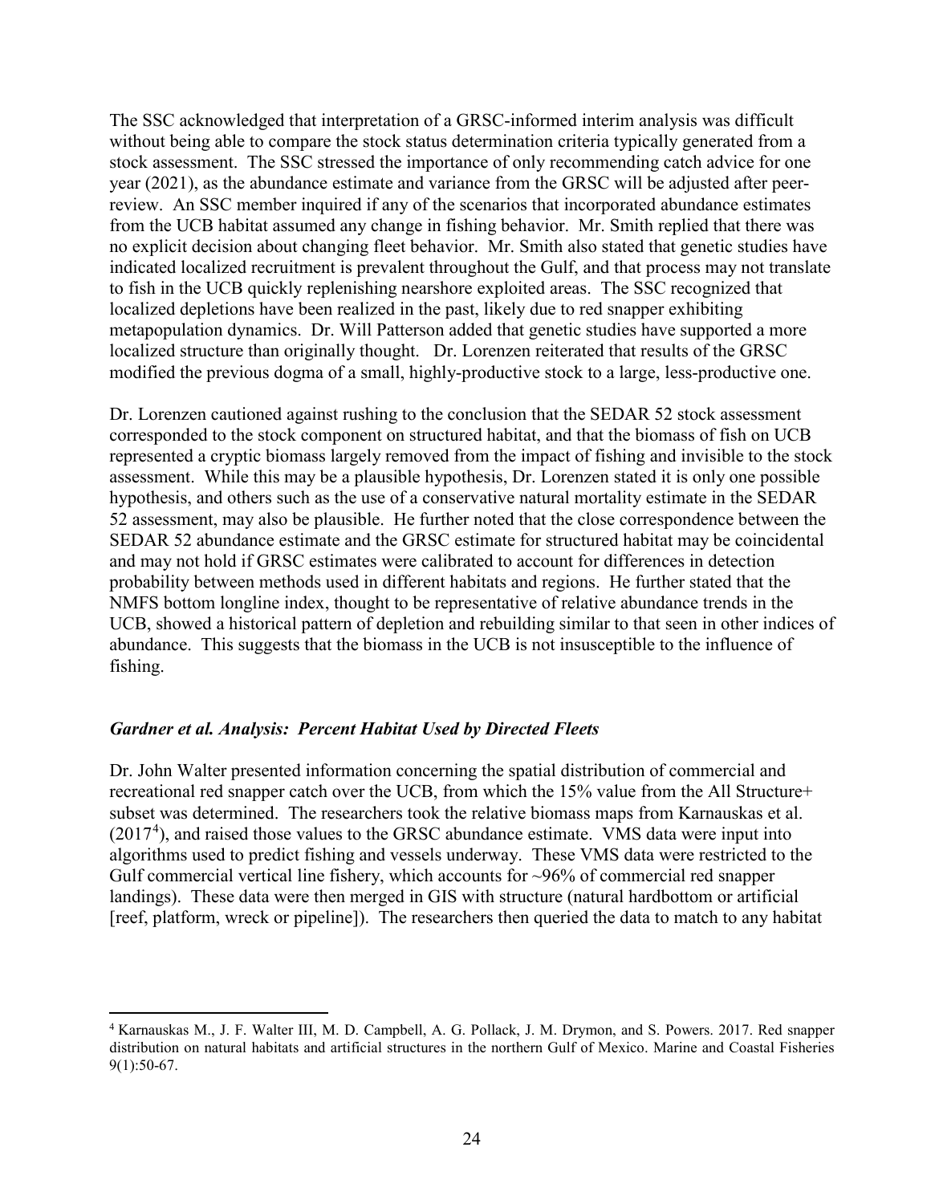The SSC acknowledged that interpretation of a GRSC-informed interim analysis was difficult without being able to compare the stock status determination criteria typically generated from a stock assessment. The SSC stressed the importance of only recommending catch advice for one year (2021), as the abundance estimate and variance from the GRSC will be adjusted after peer-review. An SSC member inquired if any of the scenarios that incorporated abundance estimates from the UCB habitat assumed any change in fishing behavior. Mr. Smith replied that there was no explicit decision about changing fleet behavior. Mr. Smith also stated that genetic studies have indicated localized recruitment is prevalent throughout the Gulf, and that process may not translate to fish in the UCB quickly replenishing nearshore exploited areas. The SSC recognized that localized depletions have been realized in the past, likely due to red snapper exhibiting metapopulation dynamics. Dr. Will Patterson added that genetic studies have supported a more localized structure than originally thought. Dr. Lorenzen reiterated that results of the GRSC modified the previous dogma of a small, highly-productive stock to a large, less-productive one.

Dr. Lorenzen cautioned against rushing to the conclusion that the SEDAR 52 stock assessment corresponded to the stock component on structured habitat, and that the biomass of fish on UCB represented a cryptic biomass largely removed from the impact of fishing and invisible to the stock assessment. While this may be a plausible hypothesis, Dr. Lorenzen stated it is only one possible hypothesis, and others such as the use of a conservative natural mortality estimate in the SEDAR 52 assessment, may also be plausible. He further noted that the close correspondence between the SEDAR 52 abundance estimate and the GRSC estimate for structured habitat may be coincidental and may not hold if GRSC estimates were calibrated to account for differences in detection probability between methods used in different habitats and regions. He further stated that the NMFS bottom longline index, thought to be representative of relative abundance trends in the UCB, showed a historical pattern of depletion and rebuilding similar to that seen in other indices of abundance. This suggests that the biomass in the UCB is not insusceptible to the influence of fishing.

### *Gardner et al. Analysis: Percent Habitat Used by Directed Fleets*

Dr. John Walter presented information concerning the spatial distribution of commercial and recreational red snapper catch over the UCB, from which the 15% value from the All Structure+ subset was determined. The researchers took the relative biomass maps from Karnauskas et al. (2017[4]), and raised those values to the GRSC abundance estimate. VMS data were input into algorithms used to predict fishing and vessels underway. These VMS data were restricted to the Gulf commercial vertical line fishery, which accounts for ~96% of commercial red snapper landings). These data were then merged in GIS with structure (natural hardbottom or artificial [reef, platform, wreck or pipeline]). The researchers then queried the data to match to any habitat

[4] Karnauskas M., J. F. Walter III, M. D. Campbell, A. G. Pollack, J. M. Drymon, and S. Powers. 2017. Red snapper distribution on natural habitats and artificial structures in the northern Gulf of Mexico. Marine and Coastal Fisheries 9(1):50-67.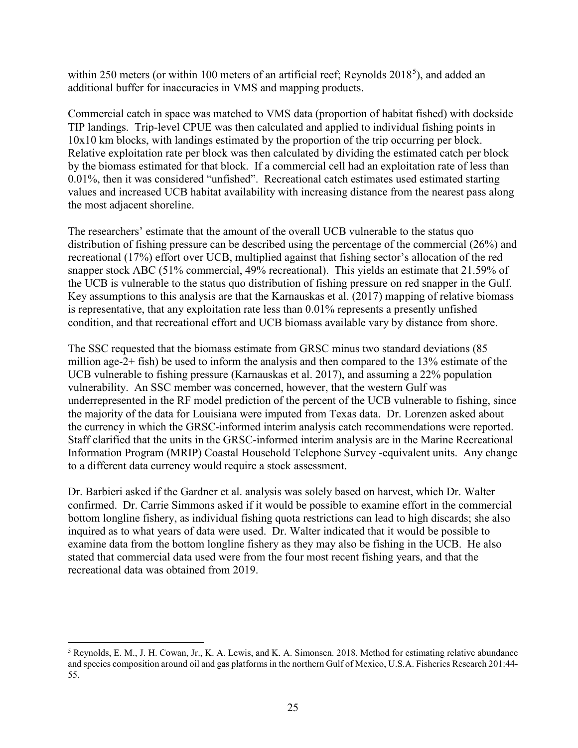within 250 meters (or within 100 meters of an artificial reef; Reynolds 2018[5]), and added an additional buffer for inaccuracies in VMS and mapping products.

Commercial catch in space was matched to VMS data (proportion of habitat fished) with dockside TIP landings. Trip-level CPUE was then calculated and applied to individual fishing points in 10x10 km blocks, with landings estimated by the proportion of the trip occurring per block. Relative exploitation rate per block was then calculated by dividing the estimated catch per block by the biomass estimated for that block. If a commercial cell had an exploitation rate of less than 0.01%, then it was considered "unfished". Recreational catch estimates used estimated starting values and increased UCB habitat availability with increasing distance from the nearest pass along the most adjacent shoreline.

The researchers' estimate that the amount of the overall UCB vulnerable to the status quo distribution of fishing pressure can be described using the percentage of the commercial (26%) and recreational (17%) effort over UCB, multiplied against that fishing sector's allocation of the red snapper stock ABC (51% commercial, 49% recreational). This yields an estimate that 21.59% of the UCB is vulnerable to the status quo distribution of fishing pressure on red snapper in the Gulf. Key assumptions to this analysis are that the Karnauskas et al. (2017) mapping of relative biomass is representative, that any exploitation rate less than 0.01% represents a presently unfished condition, and that recreational effort and UCB biomass available vary by distance from shore.

The SSC requested that the biomass estimate from GRSC minus two standard deviations (85 million age-2+ fish) be used to inform the analysis and then compared to the 13% estimate of the UCB vulnerable to fishing pressure (Karnauskas et al. 2017), and assuming a 22% population vulnerability. An SSC member was concerned, however, that the western Gulf was underrepresented in the RF model prediction of the percent of the UCB vulnerable to fishing, since the majority of the data for Louisiana were imputed from Texas data. Dr. Lorenzen asked about the currency in which the GRSC-informed interim analysis catch recommendations were reported. Staff clarified that the units in the GRSC-informed interim analysis are in the Marine Recreational Information Program (MRIP) Coastal Household Telephone Survey -equivalent units. Any change to a different data currency would require a stock assessment.

Dr. Barbieri asked if the Gardner et al. analysis was solely based on harvest, which Dr. Walter confirmed. Dr. Carrie Simmons asked if it would be possible to examine effort in the commercial bottom longline fishery, as individual fishing quota restrictions can lead to high discards; she also inquired as to what years of data were used. Dr. Walter indicated that it would be possible to examine data from the bottom longline fishery as they may also be fishing in the UCB. He also stated that commercial data used were from the four most recent fishing years, and that the recreational data was obtained from 2019.

---

[5] Reynolds, E. M., J. H. Cowan, Jr., K. A. Lewis, and K. A. Simonsen. 2018. Method for estimating relative abundance and species composition around oil and gas platforms in the northern Gulf of Mexico, U.S.A. Fisheries Research 201:44-55.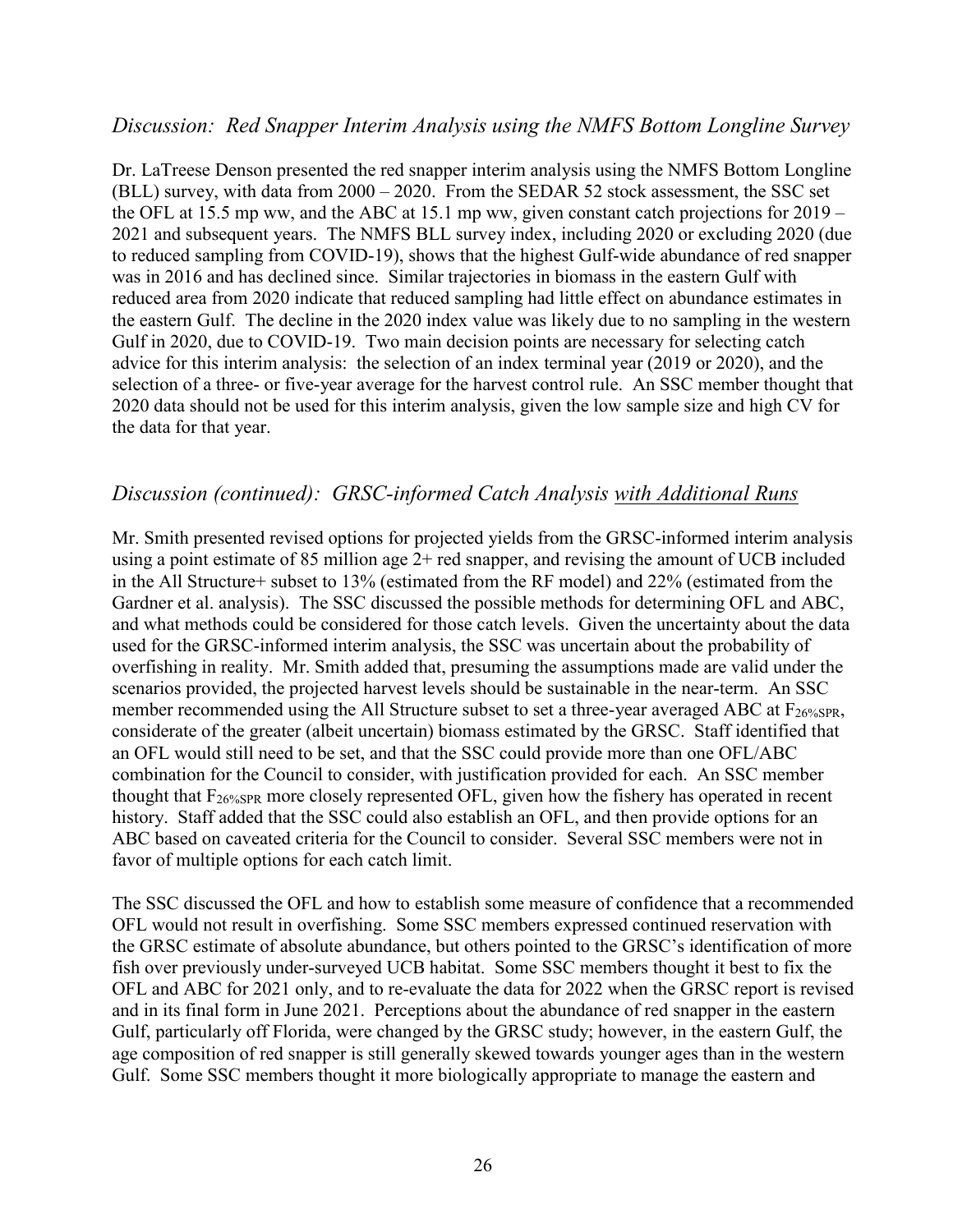## *Discussion: Red Snapper Interim Analysis using the NMFS Bottom Longline Survey*

Dr. LaTreese Denson presented the red snapper interim analysis using the NMFS Bottom Longline (BLL) survey, with data from 2000 – 2020. From the SEDAR 52 stock assessment, the SSC set the OFL at 15.5 mp ww, and the ABC at 15.1 mp ww, given constant catch projections for 2019 – 2021 and subsequent years. The NMFS BLL survey index, including 2020 or excluding 2020 (due to reduced sampling from COVID-19), shows that the highest Gulf-wide abundance of red snapper was in 2016 and has declined since. Similar trajectories in biomass in the eastern Gulf with reduced area from 2020 indicate that reduced sampling had little effect on abundance estimates in the eastern Gulf. The decline in the 2020 index value was likely due to no sampling in the western Gulf in 2020, due to COVID-19. Two main decision points are necessary for selecting catch advice for this interim analysis: the selection of an index terminal year (2019 or 2020), and the selection of a three- or five-year average for the harvest control rule. An SSC member thought that 2020 data should not be used for this interim analysis, given the low sample size and high CV for the data for that year.

## *Discussion (continued): GRSC-informed Catch Analysis <u>with Additional Runs</u>*

Mr. Smith presented revised options for projected yields from the GRSC-informed interim analysis using a point estimate of 85 million age 2+ red snapper, and revising the amount of UCB included in the All Structure+ subset to 13% (estimated from the RF model) and 22% (estimated from the Gardner et al. analysis). The SSC discussed the possible methods for determining OFL and ABC, and what methods could be considered for those catch levels. Given the uncertainty about the data used for the GRSC-informed interim analysis, the SSC was uncertain about the probability of overfishing in reality. Mr. Smith added that, presuming the assumptions made are valid under the scenarios provided, the projected harvest levels should be sustainable in the near-term. An SSC member recommended using the All Structure subset to set a three-year averaged ABC at $F_{26\%SPR}$, considerate of the greater (albeit uncertain) biomass estimated by the GRSC. Staff identified that an OFL would still need to be set, and that the SSC could provide more than one OFL/ABC combination for the Council to consider, with justification provided for each. An SSC member thought that $F_{26\%SPR}$ more closely represented OFL, given how the fishery has operated in recent history. Staff added that the SSC could also establish an OFL, and then provide options for an ABC based on caveated criteria for the Council to consider. Several SSC members were not in favor of multiple options for each catch limit.

The SSC discussed the OFL and how to establish some measure of confidence that a recommended OFL would not result in overfishing. Some SSC members expressed continued reservation with the GRSC estimate of absolute abundance, but others pointed to the GRSC's identification of more fish over previously under-surveyed UCB habitat. Some SSC members thought it best to fix the OFL and ABC for 2021 only, and to re-evaluate the data for 2022 when the GRSC report is revised and in its final form in June 2021. Perceptions about the abundance of red snapper in the eastern Gulf, particularly off Florida, were changed by the GRSC study; however, in the eastern Gulf, the age composition of red snapper is still generally skewed towards younger ages than in the western Gulf. Some SSC members thought it more biologically appropriate to manage the eastern and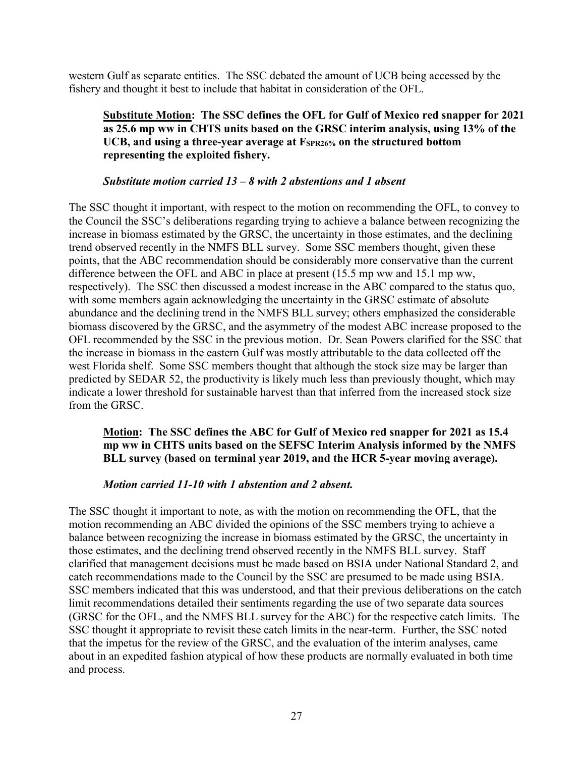western Gulf as separate entities. The SSC debated the amount of UCB being accessed by the fishery and thought it best to include that habitat in consideration of the OFL.

> **Substitute Motion: The SSC defines the OFL for Gulf of Mexico red snapper for 2021 as 25.6 mp ww in CHTS units based on the GRSC interim analysis, using 13% of the UCB, and using a three-year average at $F_{SPR26\%}$ on the structured bottom representing the exploited fishery.**
>
> ***Substitute motion carried 13 – 8 with 2 abstentions and 1 absent***

The SSC thought it important, with respect to the motion on recommending the OFL, to convey to the Council the SSC's deliberations regarding trying to achieve a balance between recognizing the increase in biomass estimated by the GRSC, the uncertainty in those estimates, and the declining trend observed recently in the NMFS BLL survey. Some SSC members thought, given these points, that the ABC recommendation should be considerably more conservative than the current difference between the OFL and ABC in place at present (15.5 mp ww and 15.1 mp ww, respectively). The SSC then discussed a modest increase in the ABC compared to the status quo, with some members again acknowledging the uncertainty in the GRSC estimate of absolute abundance and the declining trend in the NMFS BLL survey; others emphasized the considerable biomass discovered by the GRSC, and the asymmetry of the modest ABC increase proposed to the OFL recommended by the SSC in the previous motion. Dr. Sean Powers clarified for the SSC that the increase in biomass in the eastern Gulf was mostly attributable to the data collected off the west Florida shelf. Some SSC members thought that although the stock size may be larger than predicted by SEDAR 52, the productivity is likely much less than previously thought, which may indicate a lower threshold for sustainable harvest than that inferred from the increased stock size from the GRSC.

> **Motion: The SSC defines the ABC for Gulf of Mexico red snapper for 2021 as 15.4 mp ww in CHTS units based on the SEFSC Interim Analysis informed by the NMFS BLL survey (based on terminal year 2019, and the HCR 5-year moving average).**
>
> ***Motion carried 11-10 with 1 abstention and 2 absent.***

The SSC thought it important to note, as with the motion on recommending the OFL, that the motion recommending an ABC divided the opinions of the SSC members trying to achieve a balance between recognizing the increase in biomass estimated by the GRSC, the uncertainty in those estimates, and the declining trend observed recently in the NMFS BLL survey. Staff clarified that management decisions must be made based on BSIA under National Standard 2, and catch recommendations made to the Council by the SSC are presumed to be made using BSIA. SSC members indicated that this was understood, and that their previous deliberations on the catch limit recommendations detailed their sentiments regarding the use of two separate data sources (GRSC for the OFL, and the NMFS BLL survey for the ABC) for the respective catch limits. The SSC thought it appropriate to revisit these catch limits in the near-term. Further, the SSC noted that the impetus for the review of the GRSC, and the evaluation of the interim analyses, came about in an expedited fashion atypical of how these products are normally evaluated in both time and process.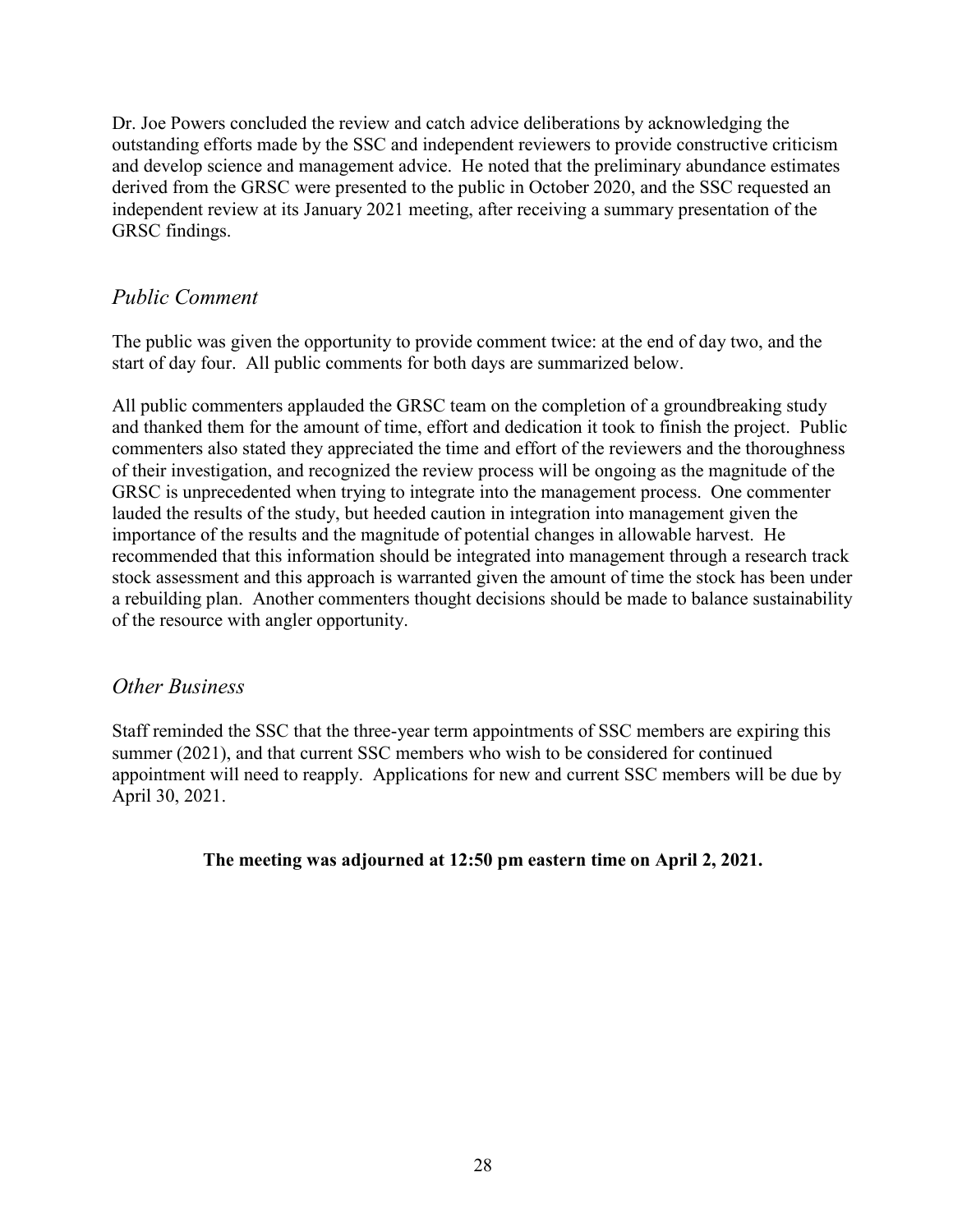Dr. Joe Powers concluded the review and catch advice deliberations by acknowledging the outstanding efforts made by the SSC and independent reviewers to provide constructive criticism and develop science and management advice. He noted that the preliminary abundance estimates derived from the GRSC were presented to the public in October 2020, and the SSC requested an independent review at its January 2021 meeting, after receiving a summary presentation of the GRSC findings.

## *Public Comment*

The public was given the opportunity to provide comment twice: at the end of day two, and the start of day four. All public comments for both days are summarized below.

All public commenters applauded the GRSC team on the completion of a groundbreaking study and thanked them for the amount of time, effort and dedication it took to finish the project. Public commenters also stated they appreciated the time and effort of the reviewers and the thoroughness of their investigation, and recognized the review process will be ongoing as the magnitude of the GRSC is unprecedented when trying to integrate into the management process. One commenter lauded the results of the study, but heeded caution in integration into management given the importance of the results and the magnitude of potential changes in allowable harvest. He recommended that this information should be integrated into management through a research track stock assessment and this approach is warranted given the amount of time the stock has been under a rebuilding plan. Another commenters thought decisions should be made to balance sustainability of the resource with angler opportunity.

## *Other Business*

Staff reminded the SSC that the three-year term appointments of SSC members are expiring this summer (2021), and that current SSC members who wish to be considered for continued appointment will need to reapply. Applications for new and current SSC members will be due by April 30, 2021.

**The meeting was adjourned at 12:50 pm eastern time on April 2, 2021.**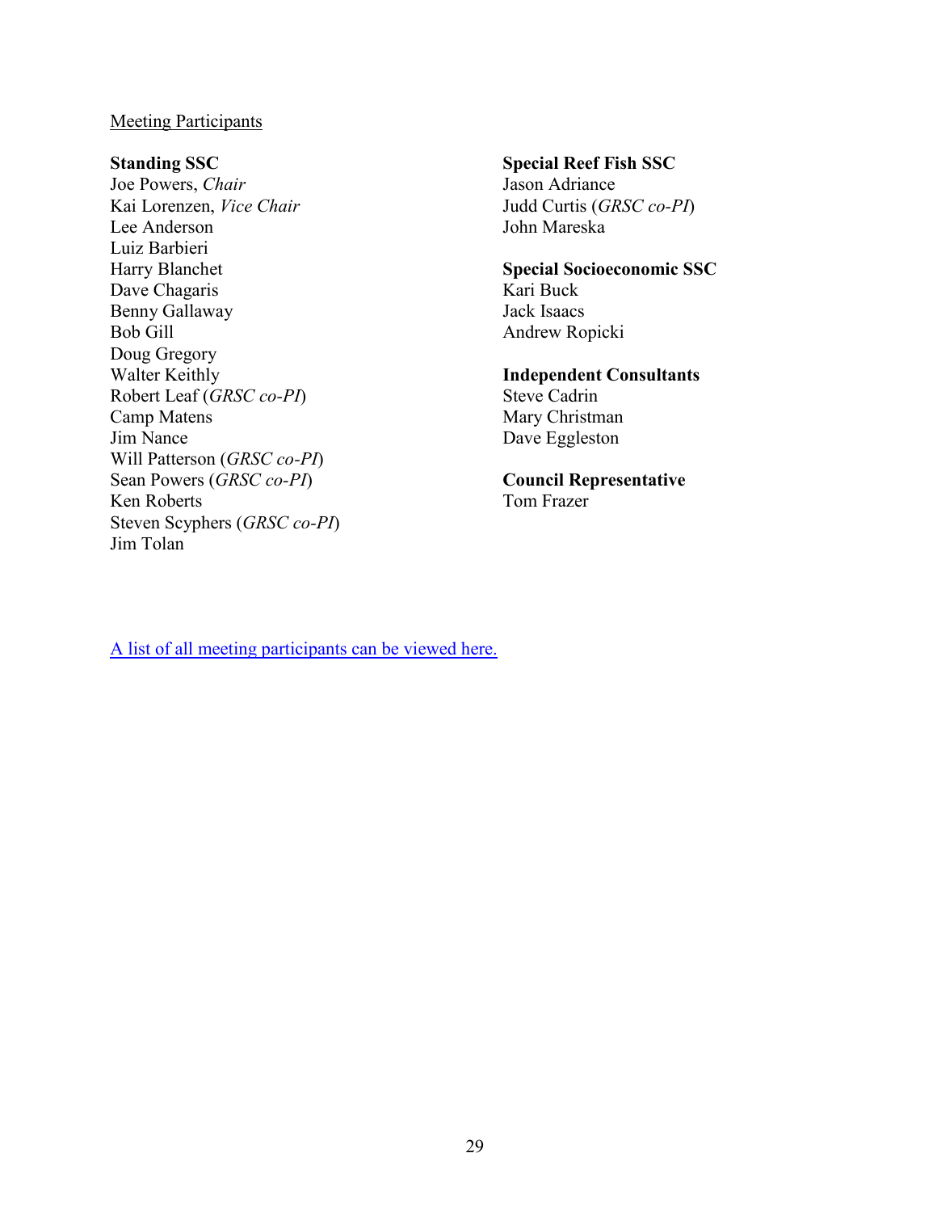Meeting Participants

**Standing SSC**
Joe Powers, *Chair*
Kai Lorenzen, *Vice Chair*
Lee Anderson
Luiz Barbieri
Harry Blanchet
Dave Chagaris
Benny Gallaway
Bob Gill
Doug Gregory
Walter Keithly
Robert Leaf (*GRSC co-PI*)
Camp Matens
Jim Nance
Will Patterson (*GRSC co-PI*)
Sean Powers (*GRSC co-PI*)
Ken Roberts
Steven Scyphers (*GRSC co-PI*)
Jim Tolan

**Special Reef Fish SSC**
Jason Adriance
Judd Curtis (*GRSC co-PI*)
John Mareska

**Special Socioeconomic SSC**
Kari Buck
Jack Isaacs
Andrew Ropicki

**Independent Consultants**
Steve Cadrin
Mary Christman
Dave Eggleston

**Council Representative**
Tom Frazer

A list of all meeting participants can be viewed here.